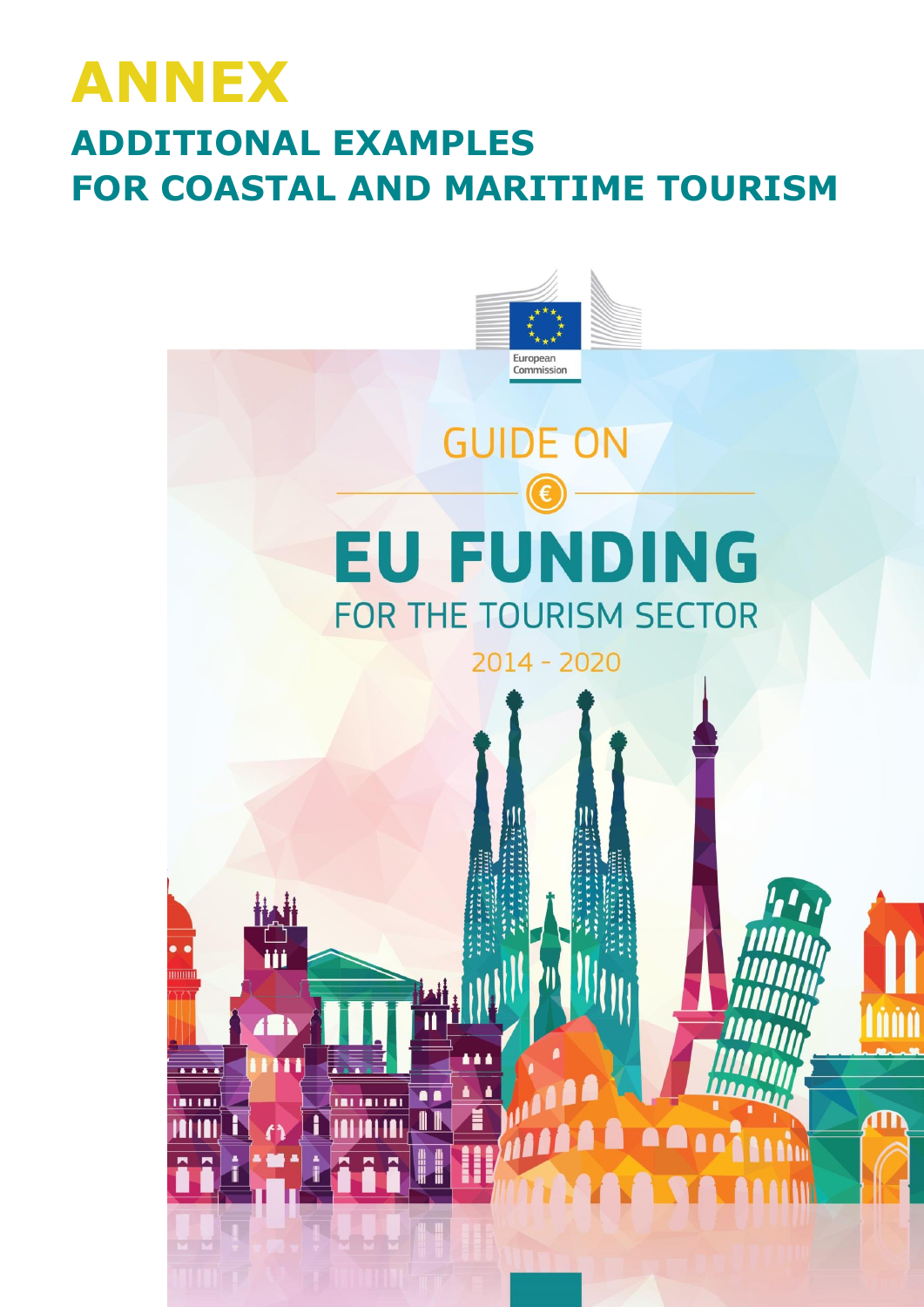# ANNEX

## ADDITIONAL EXAMPLES FOR COASTAL AND MARITIME TOURISM

European Commission

GUIDE ON

# EU FUNDING

FOR THE TOURISM SECTOR

2014 - 2020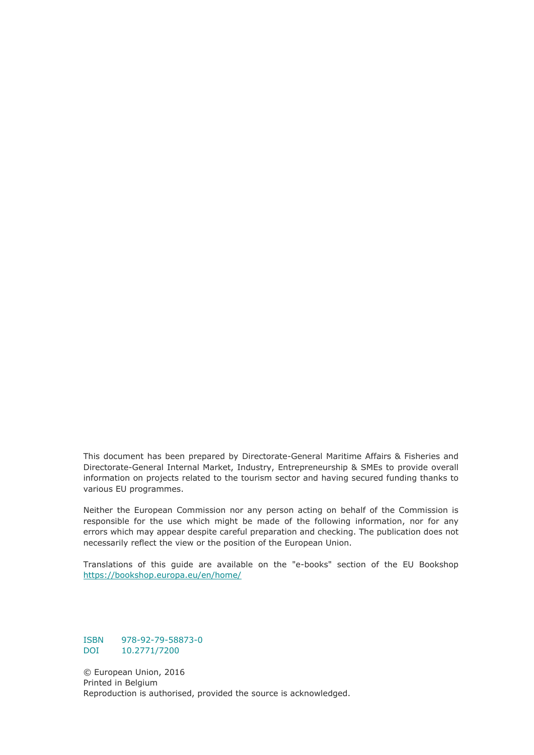This document has been prepared by Directorate-General Maritime Affairs & Fisheries and Directorate-General Internal Market, Industry, Entrepreneurship & SMEs to provide overall information on projects related to the tourism sector and having secured funding thanks to various EU programmes.

Neither the European Commission nor any person acting on behalf of the Commission is responsible for the use which might be made of the following information, nor for any errors which may appear despite careful preparation and checking. The publication does not necessarily reflect the view or the position of the European Union.

Translations of this guide are available on the "e-books" section of the EU Bookshop https://bookshop.europa.eu/en/home/

ISBN 978-92-79-58873-0
DOI 10.2771/7200

© European Union, 2016
Printed in Belgium
Reproduction is authorised, provided the source is acknowledged.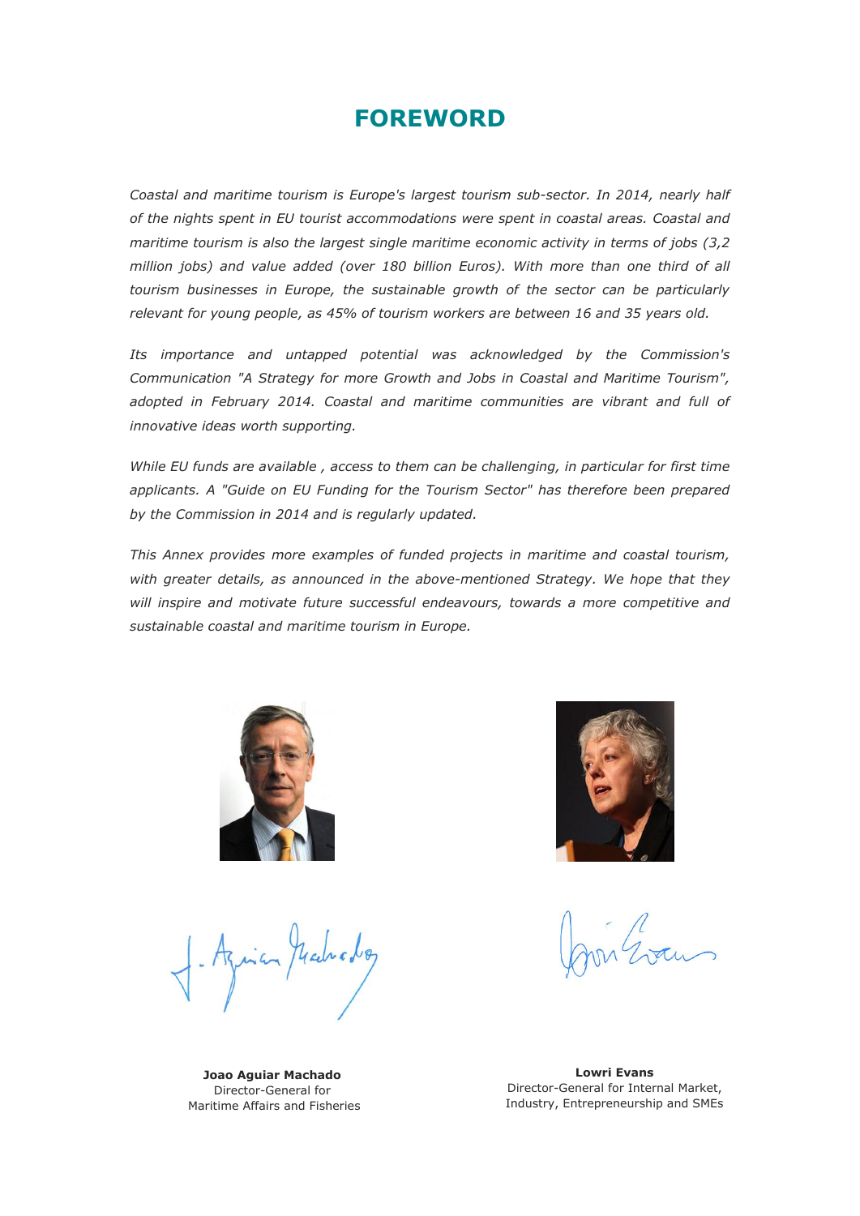# FOREWORD

*Coastal and maritime tourism is Europe's largest tourism sub-sector. In 2014, nearly half of the nights spent in EU tourist accommodations were spent in coastal areas. Coastal and maritime tourism is also the largest single maritime economic activity in terms of jobs (3,2 million jobs) and value added (over 180 billion Euros). With more than one third of all tourism businesses in Europe, the sustainable growth of the sector can be particularly relevant for young people, as 45% of tourism workers are between 16 and 35 years old.*

*Its importance and untapped potential was acknowledged by the Commission's Communication "A Strategy for more Growth and Jobs in Coastal and Maritime Tourism", adopted in February 2014. Coastal and maritime communities are vibrant and full of innovative ideas worth supporting.*

*While EU funds are available , access to them can be challenging, in particular for first time applicants. A "Guide on EU Funding for the Tourism Sector" has therefore been prepared by the Commission in 2014 and is regularly updated.*

*This Annex provides more examples of funded projects in maritime and coastal tourism, with greater details, as announced in the above-mentioned Strategy. We hope that they will inspire and motivate future successful endeavours, towards a more competitive and sustainable coastal and maritime tourism in Europe.*

**Joao Aguiar Machado**
Director-General for
Maritime Affairs and Fisheries

**Lowri Evans**
Director-General for Internal Market,
Industry, Entrepreneurship and SMEs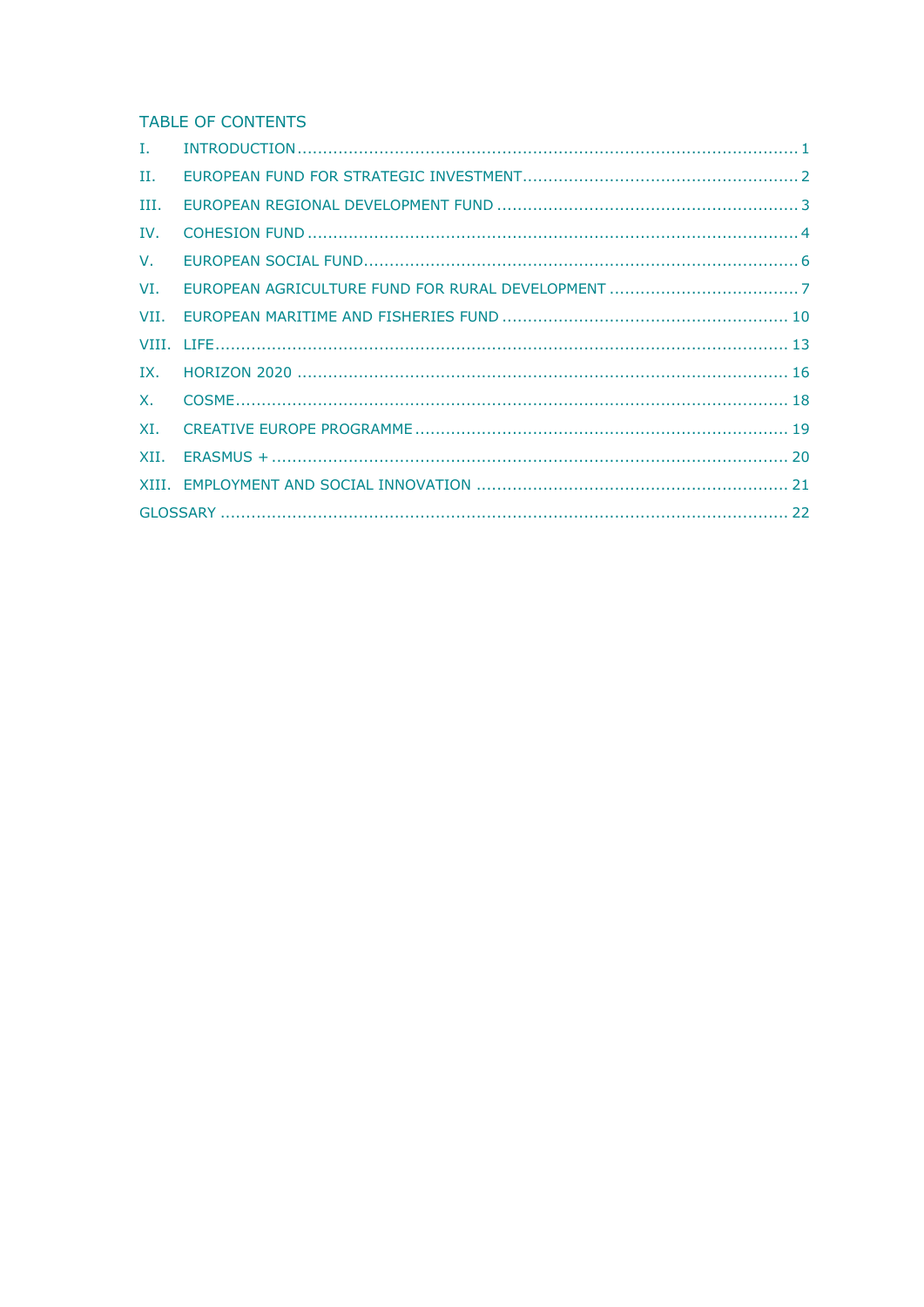## TABLE OF CONTENTS

| | | |
|---|---|---|
| I. | INTRODUCTION | 1 |
| II. | EUROPEAN FUND FOR STRATEGIC INVESTMENT | 2 |
| III. | EUROPEAN REGIONAL DEVELOPMENT FUND | 3 |
| IV. | COHESION FUND | 4 |
| V. | EUROPEAN SOCIAL FUND | 6 |
| VI. | EUROPEAN AGRICULTURE FUND FOR RURAL DEVELOPMENT | 7 |
| VII. | EUROPEAN MARITIME AND FISHERIES FUND | 10 |
| VIII. | LIFE | 13 |
| IX. | HORIZON 2020 | 16 |
| X. | COSME | 18 |
| XI. | CREATIVE EUROPE PROGRAMME | 19 |
| XII. | ERASMUS + | 20 |
| XIII. | EMPLOYMENT AND SOCIAL INNOVATION | 21 |
| | GLOSSARY | 22 |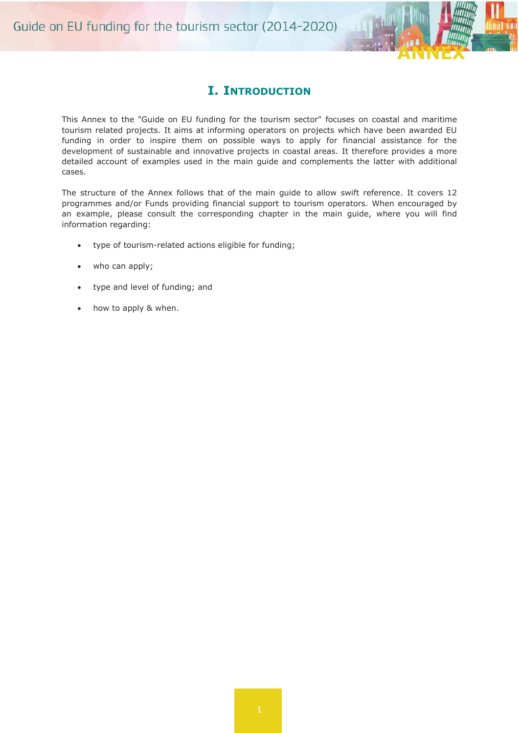# I. Introduction

This Annex to the "Guide on EU funding for the tourism sector" focuses on coastal and maritime tourism related projects. It aims at informing operators on projects which have been awarded EU funding in order to inspire them on possible ways to apply for financial assistance for the development of sustainable and innovative projects in coastal areas. It therefore provides a more detailed account of examples used in the main guide and complements the latter with additional cases.

The structure of the Annex follows that of the main guide to allow swift reference. It covers 12 programmes and/or Funds providing financial support to tourism operators. When encouraged by an example, please consult the corresponding chapter in the main guide, where you will find information regarding:

- type of tourism-related actions eligible for funding;
- who can apply;
- type and level of funding; and
- how to apply & when.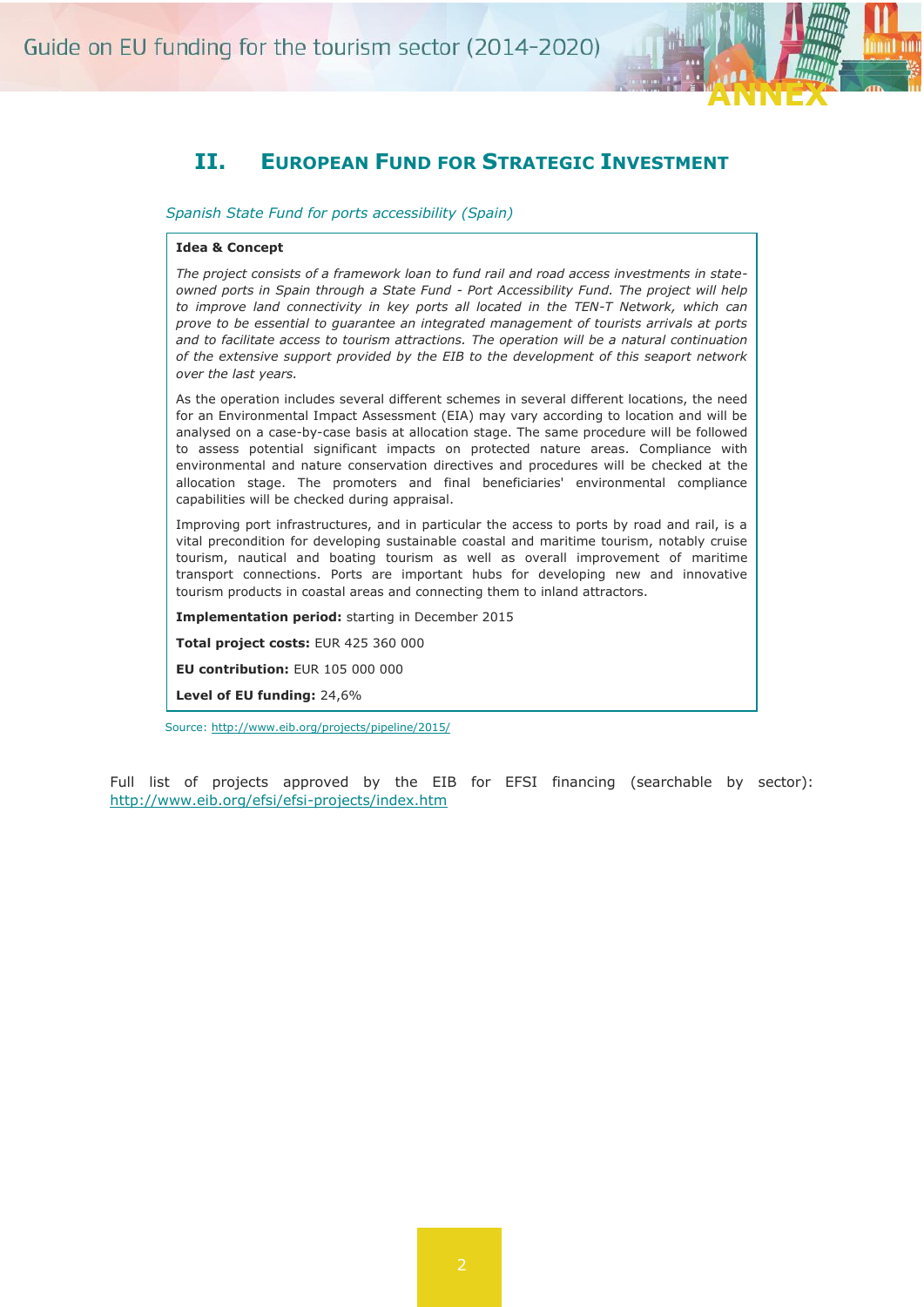## II. European Fund for Strategic Investment

*Spanish State Fund for ports accessibility (Spain)*

**Idea & Concept**

*The project consists of a framework loan to fund rail and road access investments in state-owned ports in Spain through a State Fund - Port Accessibility Fund. The project will help to improve land connectivity in key ports all located in the TEN-T Network, which can prove to be essential to guarantee an integrated management of tourists arrivals at ports and to facilitate access to tourism attractions. The operation will be a natural continuation of the extensive support provided by the EIB to the development of this seaport network over the last years.*

As the operation includes several different schemes in several different locations, the need for an Environmental Impact Assessment (EIA) may vary according to location and will be analysed on a case-by-case basis at allocation stage. The same procedure will be followed to assess potential significant impacts on protected nature areas. Compliance with environmental and nature conservation directives and procedures will be checked at the allocation stage. The promoters and final beneficiaries' environmental compliance capabilities will be checked during appraisal.

Improving port infrastructures, and in particular the access to ports by road and rail, is a vital precondition for developing sustainable coastal and maritime tourism, notably cruise tourism, nautical and boating tourism as well as overall improvement of maritime transport connections. Ports are important hubs for developing new and innovative tourism products in coastal areas and connecting them to inland attractors.

**Implementation period:** starting in December 2015

**Total project costs:** EUR 425 360 000

**EU contribution:** EUR 105 000 000

**Level of EU funding:** 24,6%

Source: http://www.eib.org/projects/pipeline/2015/

Full list of projects approved by the EIB for EFSI financing (searchable by sector): http://www.eib.org/efsi/efsi-projects/index.htm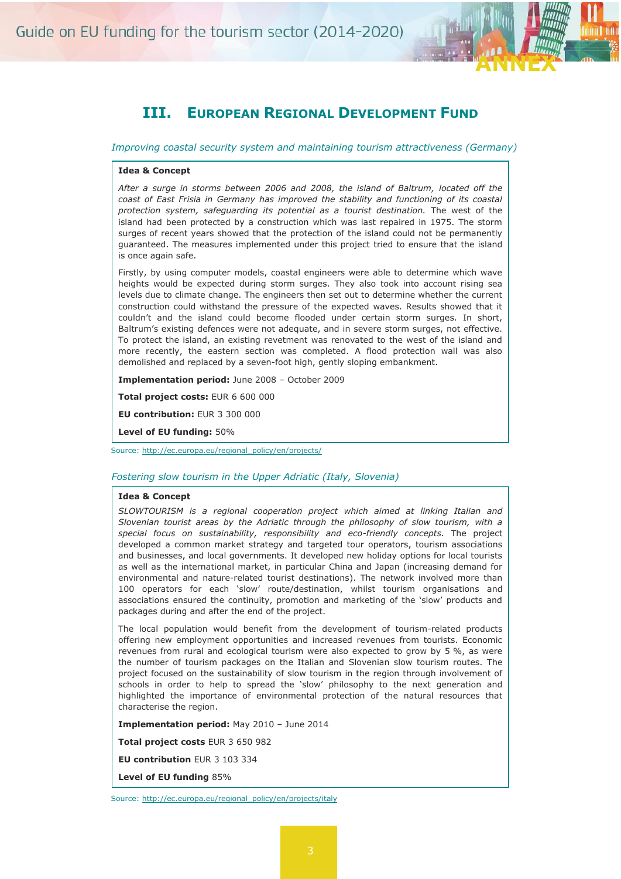## III. European Regional Development Fund

*Improving coastal security system and maintaining tourism attractiveness (Germany)*

**Idea & Concept**

*After a surge in storms between 2006 and 2008, the island of Baltrum, located off the coast of East Frisia in Germany has improved the stability and functioning of its coastal protection system, safeguarding its potential as a tourist destination.* The west of the island had been protected by a construction which was last repaired in 1975. The storm surges of recent years showed that the protection of the island could not be permanently guaranteed. The measures implemented under this project tried to ensure that the island is once again safe.

Firstly, by using computer models, coastal engineers were able to determine which wave heights would be expected during storm surges. They also took into account rising sea levels due to climate change. The engineers then set out to determine whether the current construction could withstand the pressure of the expected waves. Results showed that it couldn't and the island could become flooded under certain storm surges. In short, Baltrum's existing defences were not adequate, and in severe storm surges, not effective. To protect the island, an existing revetment was renovated to the west of the island and more recently, the eastern section was completed. A flood protection wall was also demolished and replaced by a seven-foot high, gently sloping embankment.

**Implementation period:** June 2008 – October 2009

**Total project costs:** EUR 6 600 000

**EU contribution:** EUR 3 300 000

**Level of EU funding:** 50%

Source: http://ec.europa.eu/regional_policy/en/projects/

*Fostering slow tourism in the Upper Adriatic (Italy, Slovenia)*

**Idea & Concept**

*SLOWTOURISM is a regional cooperation project which aimed at linking Italian and Slovenian tourist areas by the Adriatic through the philosophy of slow tourism, with a special focus on sustainability, responsibility and eco-friendly concepts.* The project developed a common market strategy and targeted tour operators, tourism associations and businesses, and local governments. It developed new holiday options for local tourists as well as the international market, in particular China and Japan (increasing demand for environmental and nature-related tourist destinations). The network involved more than 100 operators for each 'slow' route/destination, whilst tourism organisations and associations ensured the continuity, promotion and marketing of the 'slow' products and packages during and after the end of the project.

The local population would benefit from the development of tourism-related products offering new employment opportunities and increased revenues from tourists. Economic revenues from rural and ecological tourism were also expected to grow by 5 %, as were the number of tourism packages on the Italian and Slovenian slow tourism routes. The project focused on the sustainability of slow tourism in the region through involvement of schools in order to help to spread the 'slow' philosophy to the next generation and highlighted the importance of environmental protection of the natural resources that characterise the region.

**Implementation period:** May 2010 – June 2014

**Total project costs** EUR 3 650 982

**EU contribution** EUR 3 103 334

**Level of EU funding** 85%

Source: http://ec.europa.eu/regional_policy/en/projects/italy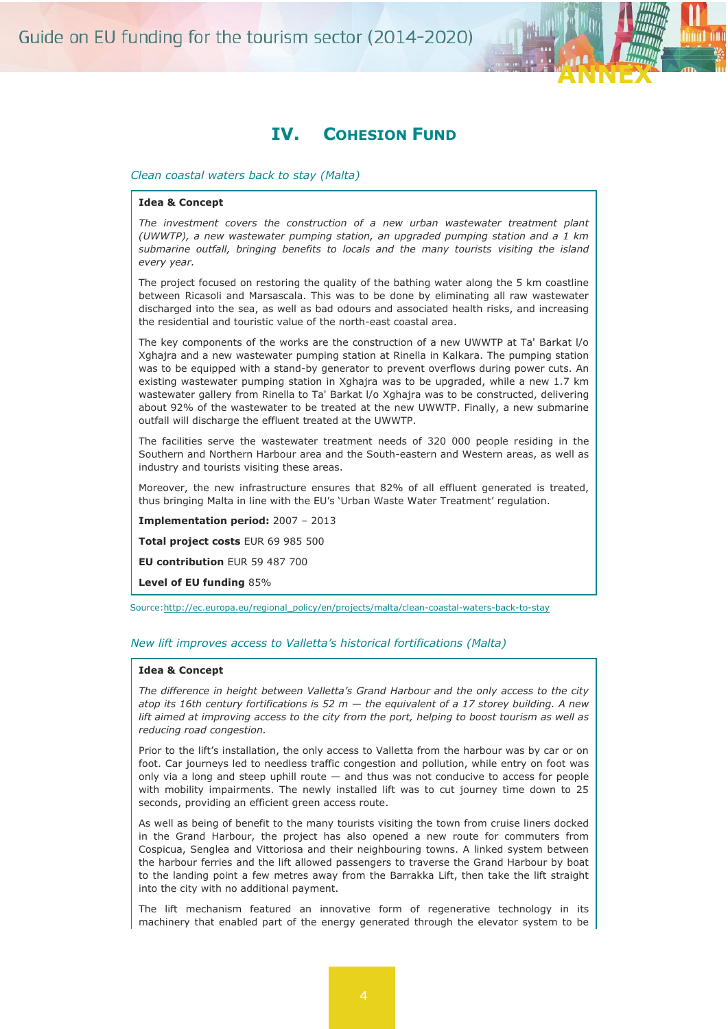# IV. Cohesion Fund

*Clean coastal waters back to stay (Malta)*

**Idea & Concept**

*The investment covers the construction of a new urban wastewater treatment plant (UWWTP), a new wastewater pumping station, an upgraded pumping station and a 1 km submarine outfall, bringing benefits to locals and the many tourists visiting the island every year.*

The project focused on restoring the quality of the bathing water along the 5 km coastline between Ricasoli and Marsascala. This was to be done by eliminating all raw wastewater discharged into the sea, as well as bad odours and associated health risks, and increasing the residential and touristic value of the north-east coastal area.

The key components of the works are the construction of a new UWWTP at Ta' Barkat l/o Xghajra and a new wastewater pumping station at Rinella in Kalkara. The pumping station was to be equipped with a stand-by generator to prevent overflows during power cuts. An existing wastewater pumping station in Xghajra was to be upgraded, while a new 1.7 km wastewater gallery from Rinella to Ta' Barkat l/o Xghajra was to be constructed, delivering about 92% of the wastewater to be treated at the new UWWTP. Finally, a new submarine outfall will discharge the effluent treated at the UWWTP.

The facilities serve the wastewater treatment needs of 320 000 people residing in the Southern and Northern Harbour area and the South-eastern and Western areas, as well as industry and tourists visiting these areas.

Moreover, the new infrastructure ensures that 82% of all effluent generated is treated, thus bringing Malta in line with the EU's 'Urban Waste Water Treatment' regulation.

**Implementation period:** 2007 – 2013

**Total project costs** EUR 69 985 500

**EU contribution** EUR 59 487 700

**Level of EU funding** 85%

Source: http://ec.europa.eu/regional_policy/en/projects/malta/clean-coastal-waters-back-to-stay

*New lift improves access to Valletta's historical fortifications (Malta)*

**Idea & Concept**

*The difference in height between Valletta's Grand Harbour and the only access to the city atop its 16th century fortifications is 52 m — the equivalent of a 17 storey building. A new lift aimed at improving access to the city from the port, helping to boost tourism as well as reducing road congestion.*

Prior to the lift's installation, the only access to Valletta from the harbour was by car or on foot. Car journeys led to needless traffic congestion and pollution, while entry on foot was only via a long and steep uphill route — and thus was not conducive to access for people with mobility impairments. The newly installed lift was to cut journey time down to 25 seconds, providing an efficient green access route.

As well as being of benefit to the many tourists visiting the town from cruise liners docked in the Grand Harbour, the project has also opened a new route for commuters from Cospicua, Senglea and Vittoriosa and their neighbouring towns. A linked system between the harbour ferries and the lift allowed passengers to traverse the Grand Harbour by boat to the landing point a few metres away from the Barrakka Lift, then take the lift straight into the city with no additional payment.

The lift mechanism featured an innovative form of regenerative technology in its machinery that enabled part of the energy generated through the elevator system to be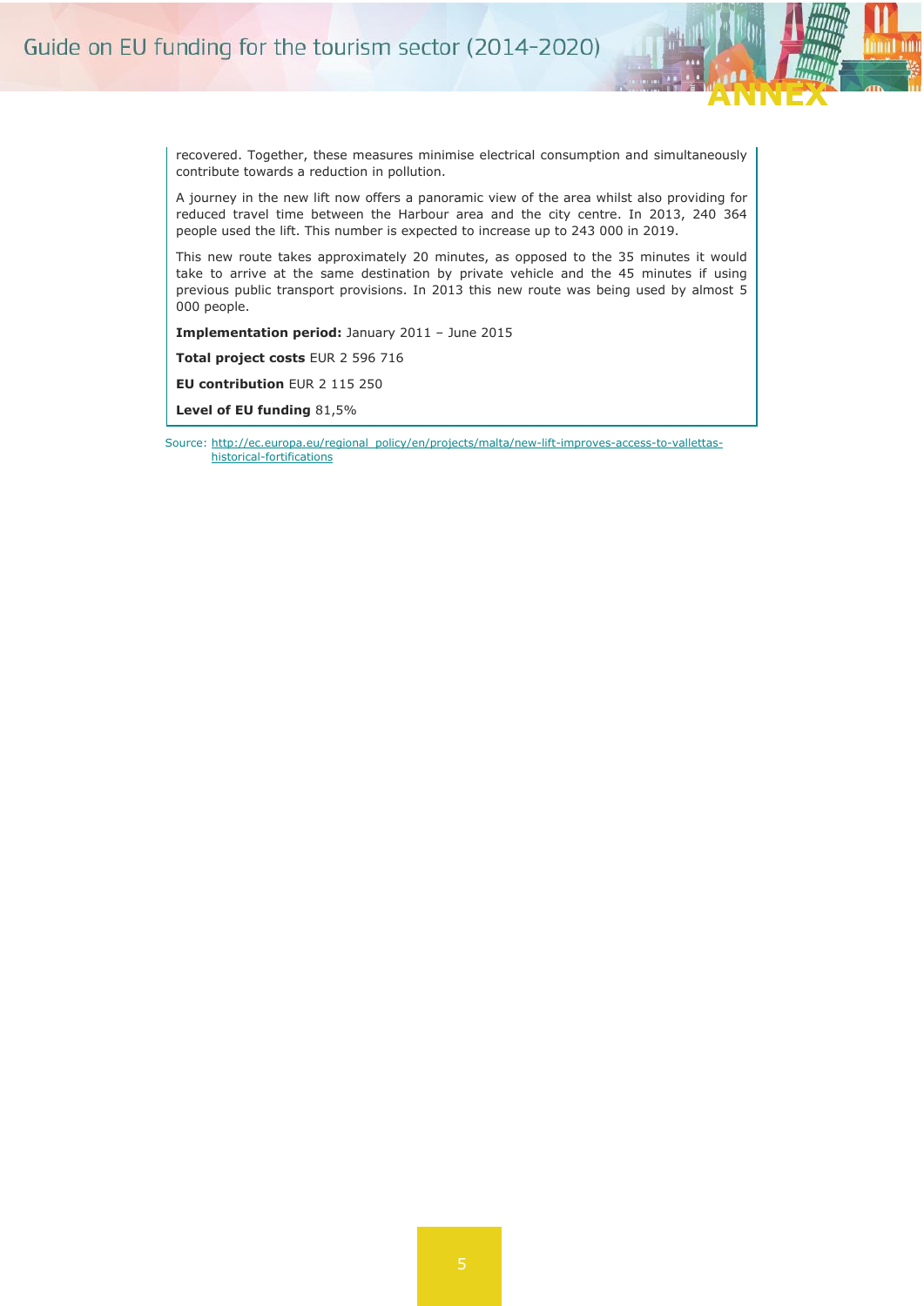recovered. Together, these measures minimise electrical consumption and simultaneously contribute towards a reduction in pollution.

A journey in the new lift now offers a panoramic view of the area whilst also providing for reduced travel time between the Harbour area and the city centre. In 2013, 240 364 people used the lift. This number is expected to increase up to 243 000 in 2019.

This new route takes approximately 20 minutes, as opposed to the 35 minutes it would take to arrive at the same destination by private vehicle and the 45 minutes if using previous public transport provisions. In 2013 this new route was being used by almost 5 000 people.

**Implementation period:** January 2011 – June 2015

**Total project costs** EUR 2 596 716

**EU contribution** EUR 2 115 250

**Level of EU funding** 81,5%

Source: http://ec.europa.eu/regional_policy/en/projects/malta/new-lift-improves-access-to-vallettas-historical-fortifications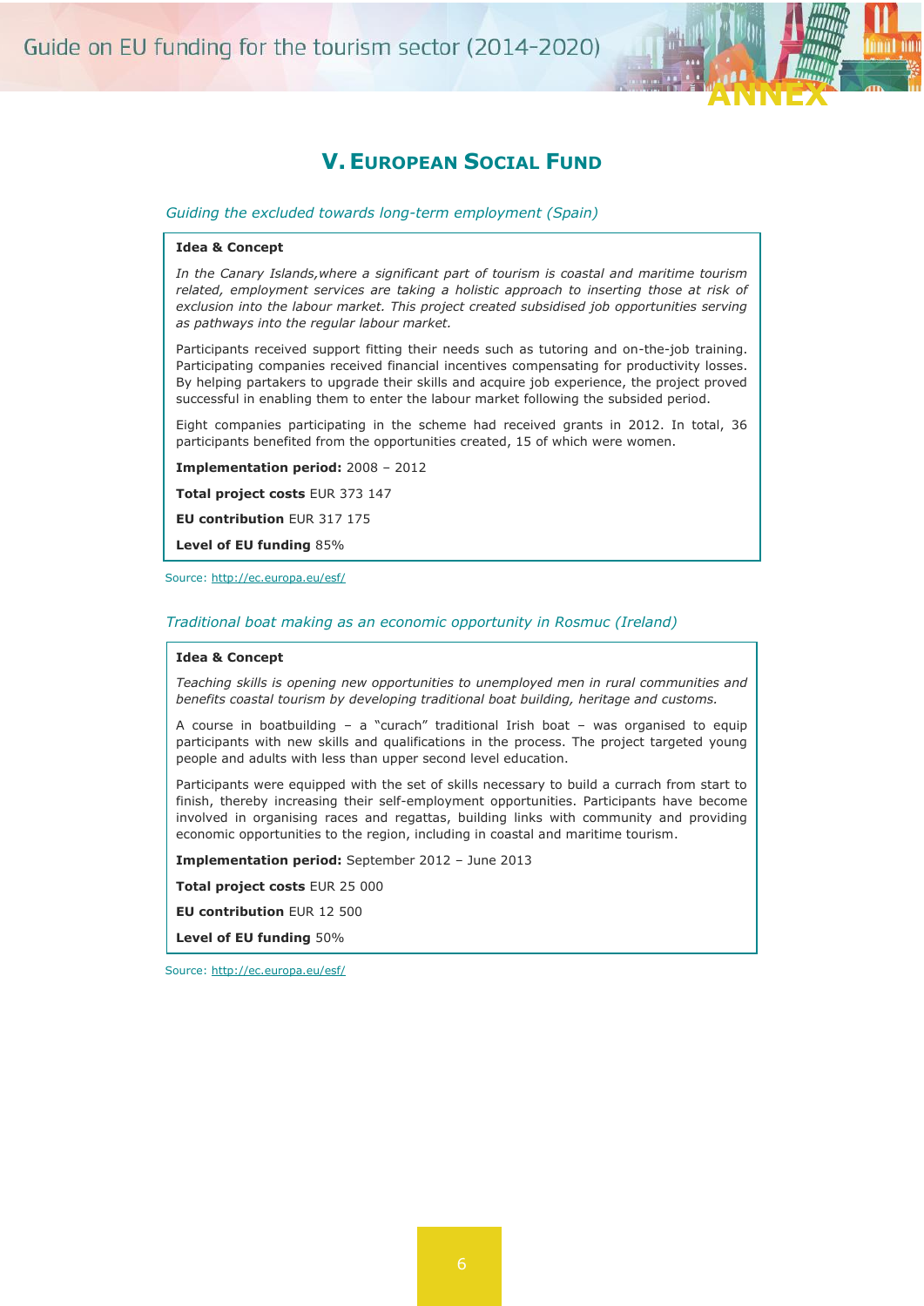## V. European Social Fund

*Guiding the excluded towards long-term employment (Spain)*

**Idea & Concept**

*In the Canary Islands,where a significant part of tourism is coastal and maritime tourism related, employment services are taking a holistic approach to inserting those at risk of exclusion into the labour market. This project created subsidised job opportunities serving as pathways into the regular labour market.*

Participants received support fitting their needs such as tutoring and on-the-job training. Participating companies received financial incentives compensating for productivity losses. By helping partakers to upgrade their skills and acquire job experience, the project proved successful in enabling them to enter the labour market following the subsided period.

Eight companies participating in the scheme had received grants in 2012. In total, 36 participants benefited from the opportunities created, 15 of which were women.

**Implementation period:** 2008 – 2012

**Total project costs** EUR 373 147

**EU contribution** EUR 317 175

**Level of EU funding** 85%

Source: http://ec.europa.eu/esf/

*Traditional boat making as an economic opportunity in Rosmuc (Ireland)*

**Idea & Concept**

*Teaching skills is opening new opportunities to unemployed men in rural communities and benefits coastal tourism by developing traditional boat building, heritage and customs.*

A course in boatbuilding – a "curach" traditional Irish boat – was organised to equip participants with new skills and qualifications in the process. The project targeted young people and adults with less than upper second level education.

Participants were equipped with the set of skills necessary to build a currach from start to finish, thereby increasing their self-employment opportunities. Participants have become involved in organising races and regattas, building links with community and providing economic opportunities to the region, including in coastal and maritime tourism.

**Implementation period:** September 2012 – June 2013

**Total project costs** EUR 25 000

**EU contribution** EUR 12 500

**Level of EU funding** 50%

Source: http://ec.europa.eu/esf/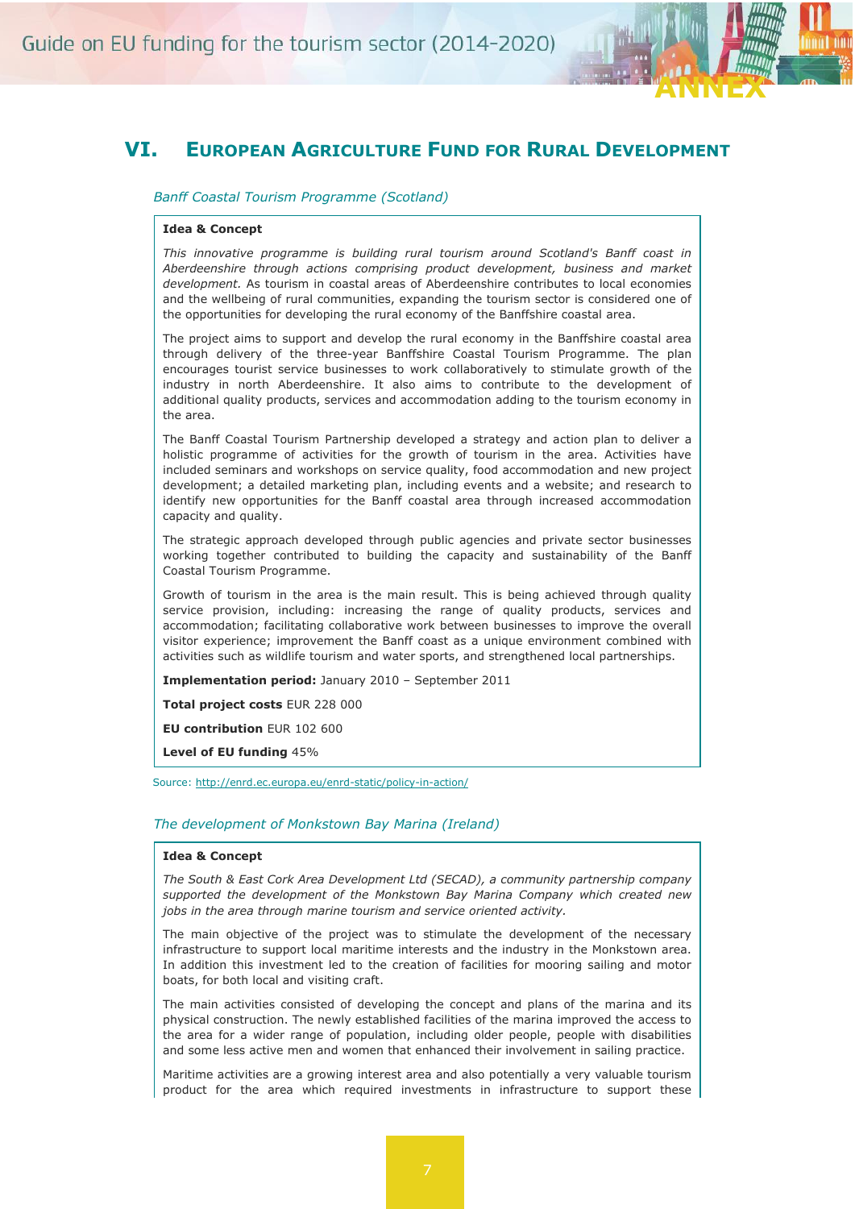## VI. European Agriculture Fund for Rural Development

*Banff Coastal Tourism Programme (Scotland)*

**Idea & Concept**

*This innovative programme is building rural tourism around Scotland's Banff coast in Aberdeenshire through actions comprising product development, business and market development.* As tourism in coastal areas of Aberdeenshire contributes to local economies and the wellbeing of rural communities, expanding the tourism sector is considered one of the opportunities for developing the rural economy of the Banffshire coastal area.

The project aims to support and develop the rural economy in the Banffshire coastal area through delivery of the three-year Banffshire Coastal Tourism Programme. The plan encourages tourist service businesses to work collaboratively to stimulate growth of the industry in north Aberdeenshire. It also aims to contribute to the development of additional quality products, services and accommodation adding to the tourism economy in the area.

The Banff Coastal Tourism Partnership developed a strategy and action plan to deliver a holistic programme of activities for the growth of tourism in the area. Activities have included seminars and workshops on service quality, food accommodation and new project development; a detailed marketing plan, including events and a website; and research to identify new opportunities for the Banff coastal area through increased accommodation capacity and quality.

The strategic approach developed through public agencies and private sector businesses working together contributed to building the capacity and sustainability of the Banff Coastal Tourism Programme.

Growth of tourism in the area is the main result. This is being achieved through quality service provision, including: increasing the range of quality products, services and accommodation; facilitating collaborative work between businesses to improve the overall visitor experience; improvement the Banff coast as a unique environment combined with activities such as wildlife tourism and water sports, and strengthened local partnerships.

**Implementation period:** January 2010 – September 2011

**Total project costs** EUR 228 000

**EU contribution** EUR 102 600

**Level of EU funding** 45%

Source: http://enrd.ec.europa.eu/enrd-static/policy-in-action/

*The development of Monkstown Bay Marina (Ireland)*

**Idea & Concept**

*The South & East Cork Area Development Ltd (SECAD), a community partnership company supported the development of the Monkstown Bay Marina Company which created new jobs in the area through marine tourism and service oriented activity.*

The main objective of the project was to stimulate the development of the necessary infrastructure to support local maritime interests and the industry in the Monkstown area. In addition this investment led to the creation of facilities for mooring sailing and motor boats, for both local and visiting craft.

The main activities consisted of developing the concept and plans of the marina and its physical construction. The newly established facilities of the marina improved the access to the area for a wider range of population, including older people, people with disabilities and some less active men and women that enhanced their involvement in sailing practice.

Maritime activities are a growing interest area and also potentially a very valuable tourism product for the area which required investments in infrastructure to support these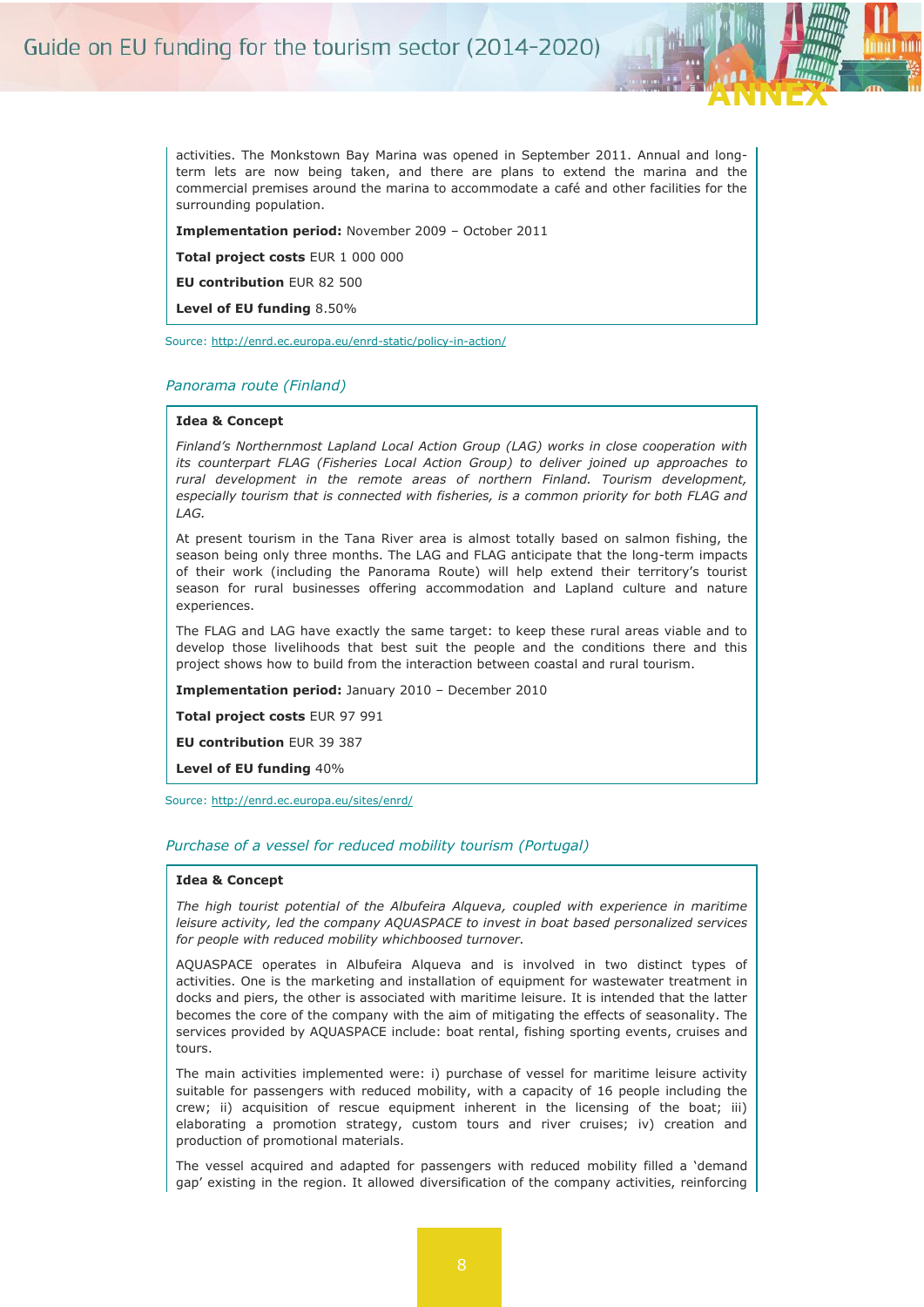activities. The Monkstown Bay Marina was opened in September 2011. Annual and long-term lets are now being taken, and there are plans to extend the marina and the commercial premises around the marina to accommodate a café and other facilities for the surrounding population.

**Implementation period:** November 2009 – October 2011

**Total project costs** EUR 1 000 000

**EU contribution** EUR 82 500

**Level of EU funding** 8.50%

Source: http://enrd.ec.europa.eu/enrd-static/policy-in-action/

### *Panorama route (Finland)*

**Idea & Concept**

*Finland's Northernmost Lapland Local Action Group (LAG) works in close cooperation with its counterpart FLAG (Fisheries Local Action Group) to deliver joined up approaches to rural development in the remote areas of northern Finland. Tourism development, especially tourism that is connected with fisheries, is a common priority for both FLAG and LAG.*

At present tourism in the Tana River area is almost totally based on salmon fishing, the season being only three months. The LAG and FLAG anticipate that the long-term impacts of their work (including the Panorama Route) will help extend their territory's tourist season for rural businesses offering accommodation and Lapland culture and nature experiences.

The FLAG and LAG have exactly the same target: to keep these rural areas viable and to develop those livelihoods that best suit the people and the conditions there and this project shows how to build from the interaction between coastal and rural tourism.

**Implementation period:** January 2010 – December 2010

**Total project costs** EUR 97 991

**EU contribution** EUR 39 387

**Level of EU funding** 40%

Source: http://enrd.ec.europa.eu/sites/enrd/

### *Purchase of a vessel for reduced mobility tourism (Portugal)*

**Idea & Concept**

*The high tourist potential of the Albufeira Alqueva, coupled with experience in maritime leisure activity, led the company AQUASPACE to invest in boat based personalized services for people with reduced mobility whichboosed turnover.*

AQUASPACE operates in Albufeira Alqueva and is involved in two distinct types of activities. One is the marketing and installation of equipment for wastewater treatment in docks and piers, the other is associated with maritime leisure. It is intended that the latter becomes the core of the company with the aim of mitigating the effects of seasonality. The services provided by AQUASPACE include: boat rental, fishing sporting events, cruises and tours.

The main activities implemented were: i) purchase of vessel for maritime leisure activity suitable for passengers with reduced mobility, with a capacity of 16 people including the crew; ii) acquisition of rescue equipment inherent in the licensing of the boat; iii) elaborating a promotion strategy, custom tours and river cruises; iv) creation and production of promotional materials.

The vessel acquired and adapted for passengers with reduced mobility filled a 'demand gap' existing in the region. It allowed diversification of the company activities, reinforcing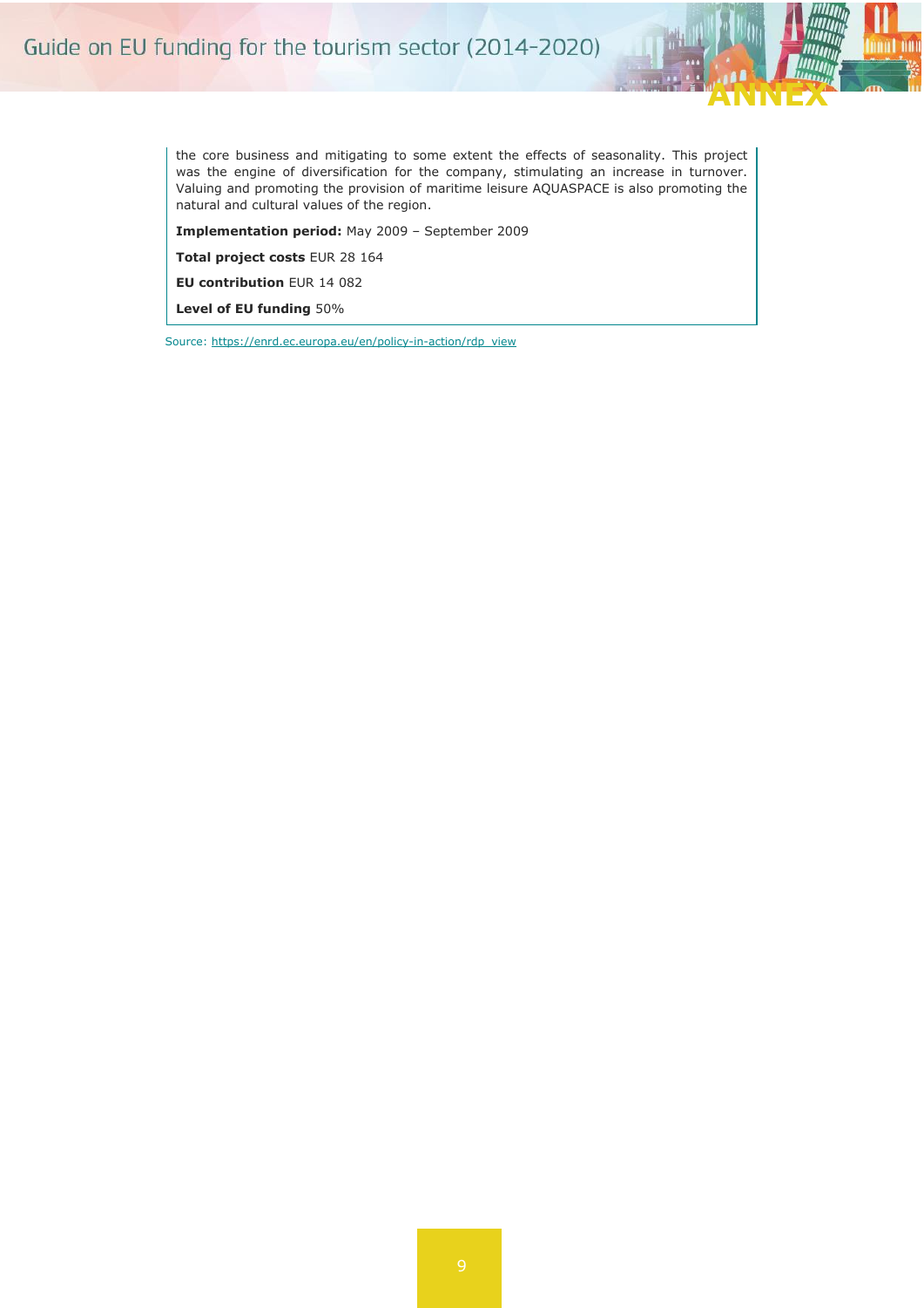the core business and mitigating to some extent the effects of seasonality. This project was the engine of diversification for the company, stimulating an increase in turnover. Valuing and promoting the provision of maritime leisure AQUASPACE is also promoting the natural and cultural values of the region.

**Implementation period:** May 2009 – September 2009

**Total project costs** EUR 28 164

**EU contribution** EUR 14 082

**Level of EU funding** 50%

Source: https://enrd.ec.europa.eu/en/policy-in-action/rdp_view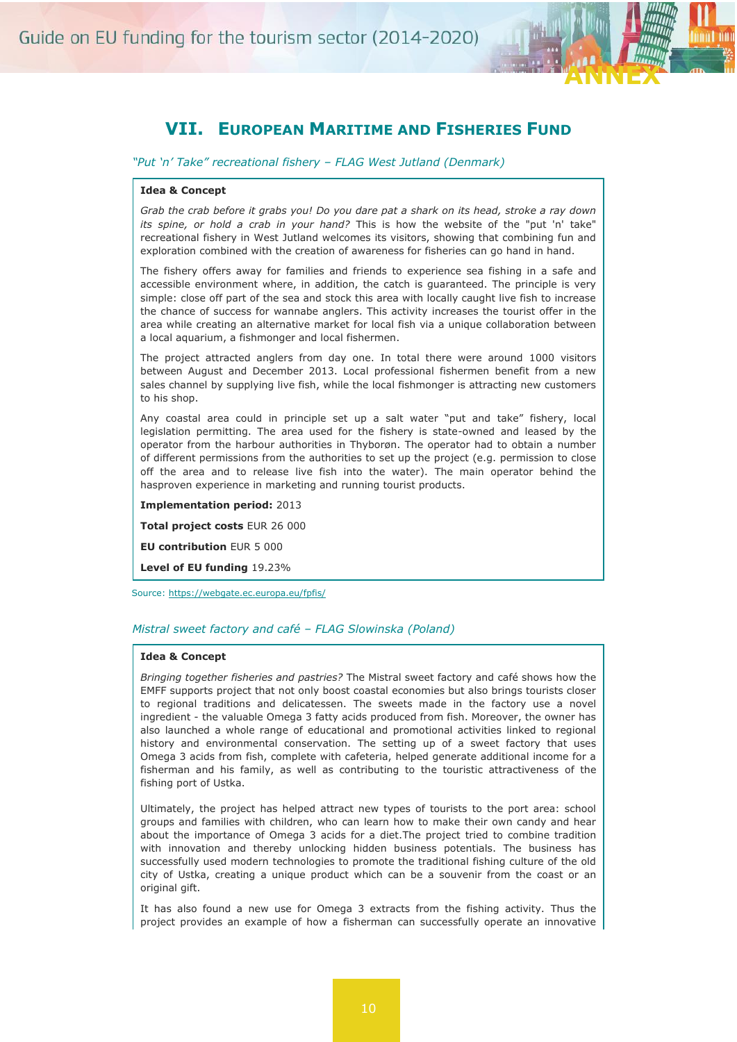## VII. European Maritime and Fisheries Fund

*"Put 'n' Take" recreational fishery – FLAG West Jutland (Denmark)*

**Idea & Concept**

*Grab the crab before it grabs you! Do you dare pat a shark on its head, stroke a ray down its spine, or hold a crab in your hand?* This is how the website of the "put 'n' take" recreational fishery in West Jutland welcomes its visitors, showing that combining fun and exploration combined with the creation of awareness for fisheries can go hand in hand.

The fishery offers away for families and friends to experience sea fishing in a safe and accessible environment where, in addition, the catch is guaranteed. The principle is very simple: close off part of the sea and stock this area with locally caught live fish to increase the chance of success for wannabe anglers. This activity increases the tourist offer in the area while creating an alternative market for local fish via a unique collaboration between a local aquarium, a fishmonger and local fishermen.

The project attracted anglers from day one. In total there were around 1000 visitors between August and December 2013. Local professional fishermen benefit from a new sales channel by supplying live fish, while the local fishmonger is attracting new customers to his shop.

Any coastal area could in principle set up a salt water "put and take" fishery, local legislation permitting. The area used for the fishery is state-owned and leased by the operator from the harbour authorities in Thyborøn. The operator had to obtain a number of different permissions from the authorities to set up the project (e.g. permission to close off the area and to release live fish into the water). The main operator behind the hasproven experience in marketing and running tourist products.

**Implementation period:** 2013

**Total project costs** EUR 26 000

**EU contribution** EUR 5 000

**Level of EU funding** 19.23%

Source: https://webgate.ec.europa.eu/fpfis/

*Mistral sweet factory and café – FLAG Slowinska (Poland)*

**Idea & Concept**

*Bringing together fisheries and pastries?* The Mistral sweet factory and café shows how the EMFF supports project that not only boost coastal economies but also brings tourists closer to regional traditions and delicatessen. The sweets made in the factory use a novel ingredient - the valuable Omega 3 fatty acids produced from fish. Moreover, the owner has also launched a whole range of educational and promotional activities linked to regional history and environmental conservation. The setting up of a sweet factory that uses Omega 3 acids from fish, complete with cafeteria, helped generate additional income for a fisherman and his family, as well as contributing to the touristic attractiveness of the fishing port of Ustka.

Ultimately, the project has helped attract new types of tourists to the port area: school groups and families with children, who can learn how to make their own candy and hear about the importance of Omega 3 acids for a diet.The project tried to combine tradition with innovation and thereby unlocking hidden business potentials. The business has successfully used modern technologies to promote the traditional fishing culture of the old city of Ustka, creating a unique product which can be a souvenir from the coast or an original gift.

It has also found a new use for Omega 3 extracts from the fishing activity. Thus the project provides an example of how a fisherman can successfully operate an innovative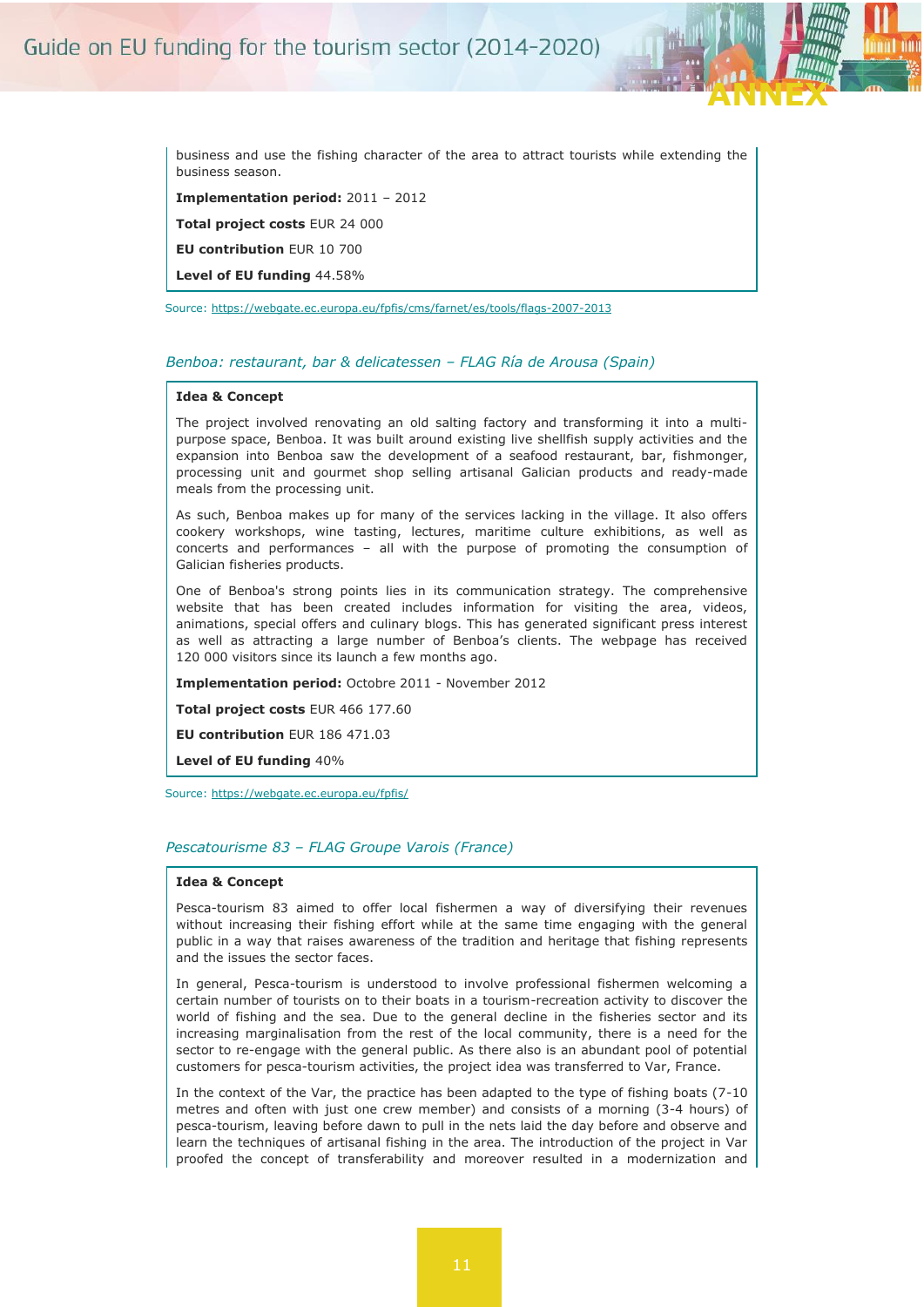business and use the fishing character of the area to attract tourists while extending the business season.

**Implementation period:** 2011 – 2012

**Total project costs** EUR 24 000

**EU contribution** EUR 10 700

**Level of EU funding** 44.58%

Source: https://webgate.ec.europa.eu/fpfis/cms/farnet/es/tools/flags-2007-2013

*Benboa: restaurant, bar & delicatessen – FLAG Ría de Arousa (Spain)*

**Idea & Concept**

The project involved renovating an old salting factory and transforming it into a multi-purpose space, Benboa. It was built around existing live shellfish supply activities and the expansion into Benboa saw the development of a seafood restaurant, bar, fishmonger, processing unit and gourmet shop selling artisanal Galician products and ready-made meals from the processing unit.

As such, Benboa makes up for many of the services lacking in the village. It also offers cookery workshops, wine tasting, lectures, maritime culture exhibitions, as well as concerts and performances – all with the purpose of promoting the consumption of Galician fisheries products.

One of Benboa's strong points lies in its communication strategy. The comprehensive website that has been created includes information for visiting the area, videos, animations, special offers and culinary blogs. This has generated significant press interest as well as attracting a large number of Benboa's clients. The webpage has received 120 000 visitors since its launch a few months ago.

**Implementation period:** Octobre 2011 - November 2012

**Total project costs** EUR 466 177.60

**EU contribution** EUR 186 471.03

**Level of EU funding** 40%

Source: https://webgate.ec.europa.eu/fpfis/

*Pescatourisme 83 – FLAG Groupe Varois (France)*

**Idea & Concept**

Pesca-tourism 83 aimed to offer local fishermen a way of diversifying their revenues without increasing their fishing effort while at the same time engaging with the general public in a way that raises awareness of the tradition and heritage that fishing represents and the issues the sector faces.

In general, Pesca-tourism is understood to involve professional fishermen welcoming a certain number of tourists on to their boats in a tourism-recreation activity to discover the world of fishing and the sea. Due to the general decline in the fisheries sector and its increasing marginalisation from the rest of the local community, there is a need for the sector to re-engage with the general public. As there also is an abundant pool of potential customers for pesca-tourism activities, the project idea was transferred to Var, France.

In the context of the Var, the practice has been adapted to the type of fishing boats (7-10 metres and often with just one crew member) and consists of a morning (3-4 hours) of pesca-tourism, leaving before dawn to pull in the nets laid the day before and observe and learn the techniques of artisanal fishing in the area. The introduction of the project in Var proofed the concept of transferability and moreover resulted in a modernization and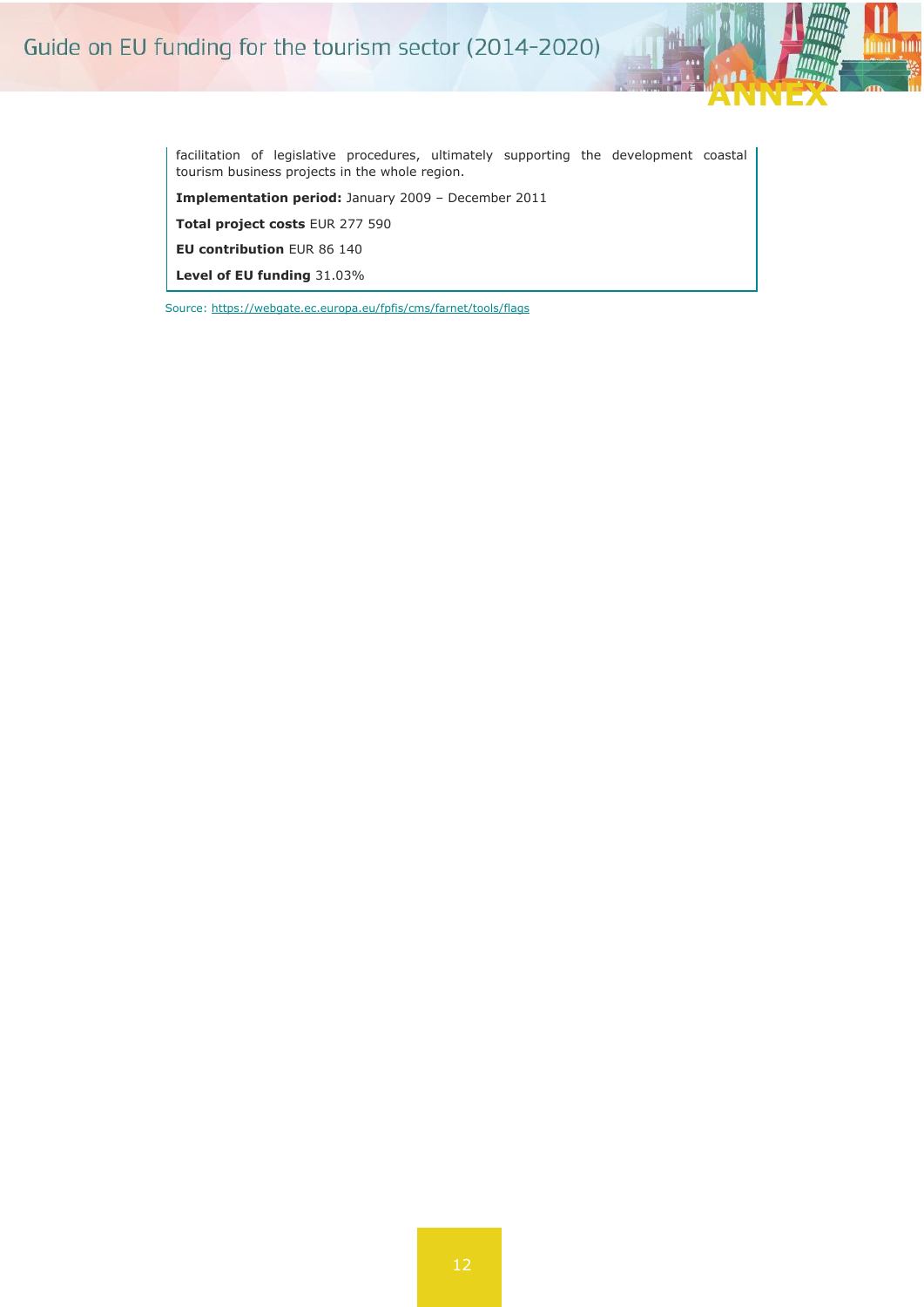facilitation of legislative procedures, ultimately supporting the development coastal tourism business projects in the whole region.

**Implementation period:** January 2009 – December 2011

**Total project costs** EUR 277 590

**EU contribution** EUR 86 140

**Level of EU funding** 31.03%

Source: https://webgate.ec.europa.eu/fpfis/cms/farnet/tools/flags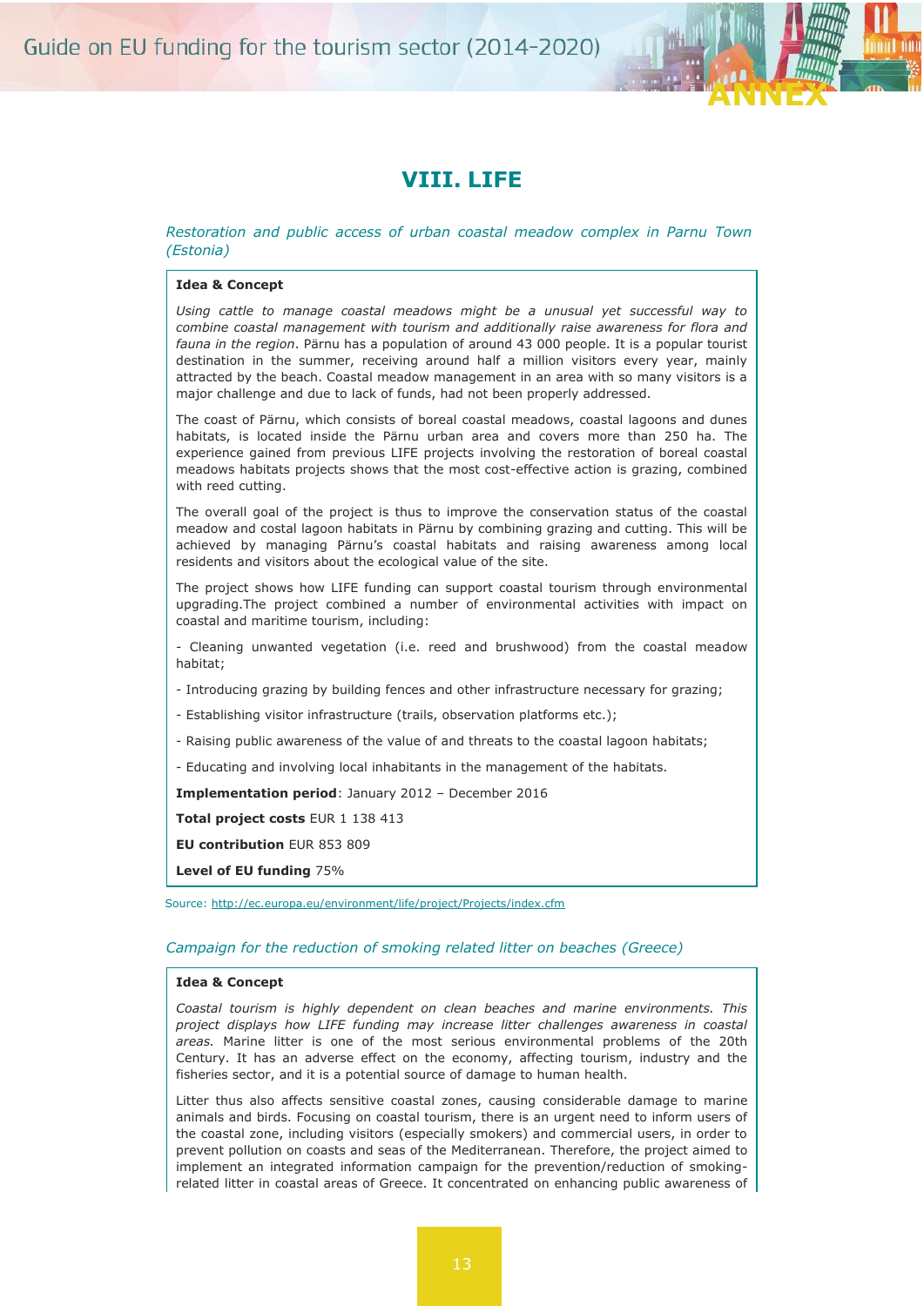# VIII. LIFE

*Restoration and public access of urban coastal meadow complex in Parnu Town (Estonia)*

**Idea & Concept**

*Using cattle to manage coastal meadows might be a unusual yet successful way to combine coastal management with tourism and additionally raise awareness for flora and fauna in the region*. Pärnu has a population of around 43 000 people. It is a popular tourist destination in the summer, receiving around half a million visitors every year, mainly attracted by the beach. Coastal meadow management in an area with so many visitors is a major challenge and due to lack of funds, had not been properly addressed.

The coast of Pärnu, which consists of boreal coastal meadows, coastal lagoons and dunes habitats, is located inside the Pärnu urban area and covers more than 250 ha. The experience gained from previous LIFE projects involving the restoration of boreal coastal meadows habitats projects shows that the most cost-effective action is grazing, combined with reed cutting.

The overall goal of the project is thus to improve the conservation status of the coastal meadow and costal lagoon habitats in Pärnu by combining grazing and cutting. This will be achieved by managing Pärnu's coastal habitats and raising awareness among local residents and visitors about the ecological value of the site.

The project shows how LIFE funding can support coastal tourism through environmental upgrading.The project combined a number of environmental activities with impact on coastal and maritime tourism, including:

- Cleaning unwanted vegetation (i.e. reed and brushwood) from the coastal meadow habitat;
- Introducing grazing by building fences and other infrastructure necessary for grazing;
- Establishing visitor infrastructure (trails, observation platforms etc.);
- Raising public awareness of the value of and threats to the coastal lagoon habitats;
- Educating and involving local inhabitants in the management of the habitats.

**Implementation period**: January 2012 – December 2016

**Total project costs** EUR 1 138 413

**EU contribution** EUR 853 809

**Level of EU funding** 75%

Source: http://ec.europa.eu/environment/life/project/Projects/index.cfm

*Campaign for the reduction of smoking related litter on beaches (Greece)*

**Idea & Concept**

*Coastal tourism is highly dependent on clean beaches and marine environments. This project displays how LIFE funding may increase litter challenges awareness in coastal areas.* Marine litter is one of the most serious environmental problems of the 20th Century. It has an adverse effect on the economy, affecting tourism, industry and the fisheries sector, and it is a potential source of damage to human health.

Litter thus also affects sensitive coastal zones, causing considerable damage to marine animals and birds. Focusing on coastal tourism, there is an urgent need to inform users of the coastal zone, including visitors (especially smokers) and commercial users, in order to prevent pollution on coasts and seas of the Mediterranean. Therefore, the project aimed to implement an integrated information campaign for the prevention/reduction of smoking-related litter in coastal areas of Greece. It concentrated on enhancing public awareness of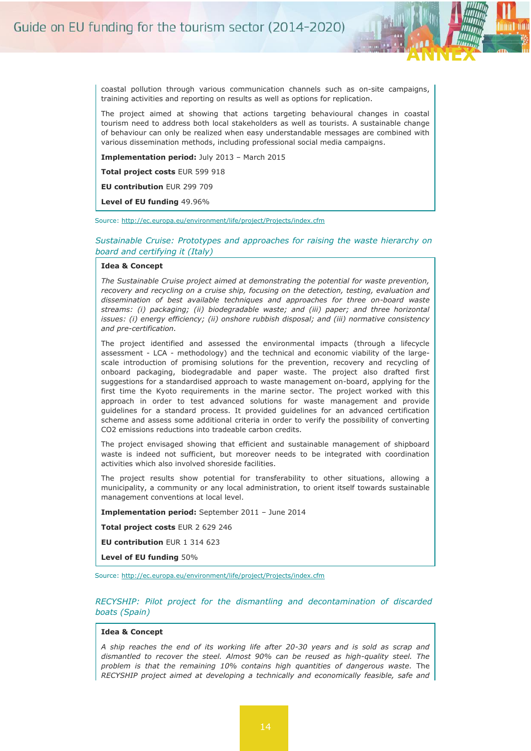coastal pollution through various communication channels such as on-site campaigns, training activities and reporting on results as well as options for replication.

The project aimed at showing that actions targeting behavioural changes in coastal tourism need to address both local stakeholders as well as tourists. A sustainable change of behaviour can only be realized when easy understandable messages are combined with various dissemination methods, including professional social media campaigns.

**Implementation period:** July 2013 – March 2015

**Total project costs** EUR 599 918

**EU contribution** EUR 299 709

**Level of EU funding** 49.96%

Source: http://ec.europa.eu/environment/life/project/Projects/index.cfm

### *Sustainable Cruise: Prototypes and approaches for raising the waste hierarchy on board and certifying it (Italy)*

**Idea & Concept**

*The Sustainable Cruise project aimed at demonstrating the potential for waste prevention, recovery and recycling on a cruise ship, focusing on the detection, testing, evaluation and dissemination of best available techniques and approaches for three on-board waste streams: (i) packaging; (ii) biodegradable waste; and (iii) paper; and three horizontal issues: (i) energy efficiency; (ii) onshore rubbish disposal; and (iii) normative consistency and pre-certification.*

The project identified and assessed the environmental impacts (through a lifecycle assessment - LCA - methodology) and the technical and economic viability of the large-scale introduction of promising solutions for the prevention, recovery and recycling of onboard packaging, biodegradable and paper waste. The project also drafted first suggestions for a standardised approach to waste management on-board, applying for the first time the Kyoto requirements in the marine sector. The project worked with this approach in order to test advanced solutions for waste management and provide guidelines for a standard process. It provided guidelines for an advanced certification scheme and assess some additional criteria in order to verify the possibility of converting $CO_2$ emissions reductions into tradeable carbon credits.

The project envisaged showing that efficient and sustainable management of shipboard waste is indeed not sufficient, but moreover needs to be integrated with coordination activities which also involved shoreside facilities.

The project results show potential for transferability to other situations, allowing a municipality, a community or any local administration, to orient itself towards sustainable management conventions at local level.

**Implementation period:** September 2011 – June 2014

**Total project costs** EUR 2 629 246

**EU contribution** EUR 1 314 623

**Level of EU funding** 50%

Source: http://ec.europa.eu/environment/life/project/Projects/index.cfm

### *RECYSHIP: Pilot project for the dismantling and decontamination of discarded boats (Spain)*

**Idea & Concept**

*A ship reaches the end of its working life after 20-30 years and is sold as scrap and dismantled to recover the steel. Almost 90% can be reused as high-quality steel. The problem is that the remaining 10% contains high quantities of dangerous waste. The RECYSHIP project aimed at developing a technically and economically feasible, safe and*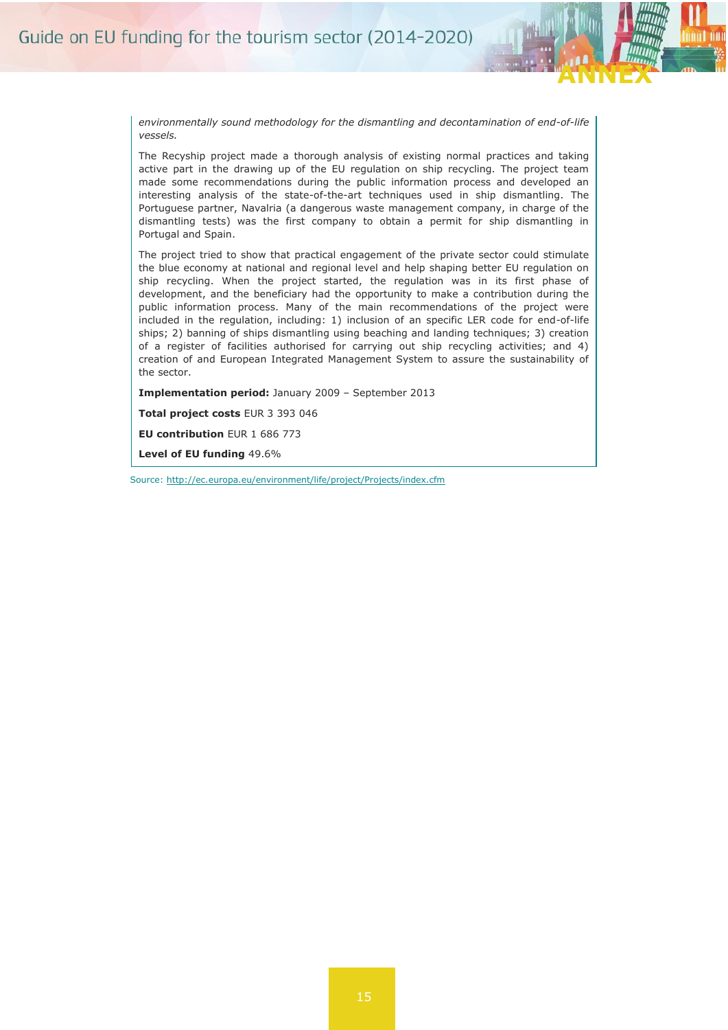*environmentally sound methodology for the dismantling and decontamination of end-of-life vessels.*

The Recyship project made a thorough analysis of existing normal practices and taking active part in the drawing up of the EU regulation on ship recycling. The project team made some recommendations during the public information process and developed an interesting analysis of the state-of-the-art techniques used in ship dismantling. The Portuguese partner, Navalria (a dangerous waste management company, in charge of the dismantling tests) was the first company to obtain a permit for ship dismantling in Portugal and Spain.

The project tried to show that practical engagement of the private sector could stimulate the blue economy at national and regional level and help shaping better EU regulation on ship recycling. When the project started, the regulation was in its first phase of development, and the beneficiary had the opportunity to make a contribution during the public information process. Many of the main recommendations of the project were included in the regulation, including: 1) inclusion of an specific LER code for end-of-life ships; 2) banning of ships dismantling using beaching and landing techniques; 3) creation of a register of facilities authorised for carrying out ship recycling activities; and 4) creation of and European Integrated Management System to assure the sustainability of the sector.

**Implementation period:** January 2009 – September 2013

**Total project costs** EUR 3 393 046

**EU contribution** EUR 1 686 773

**Level of EU funding** 49.6%

Source: http://ec.europa.eu/environment/life/project/Projects/index.cfm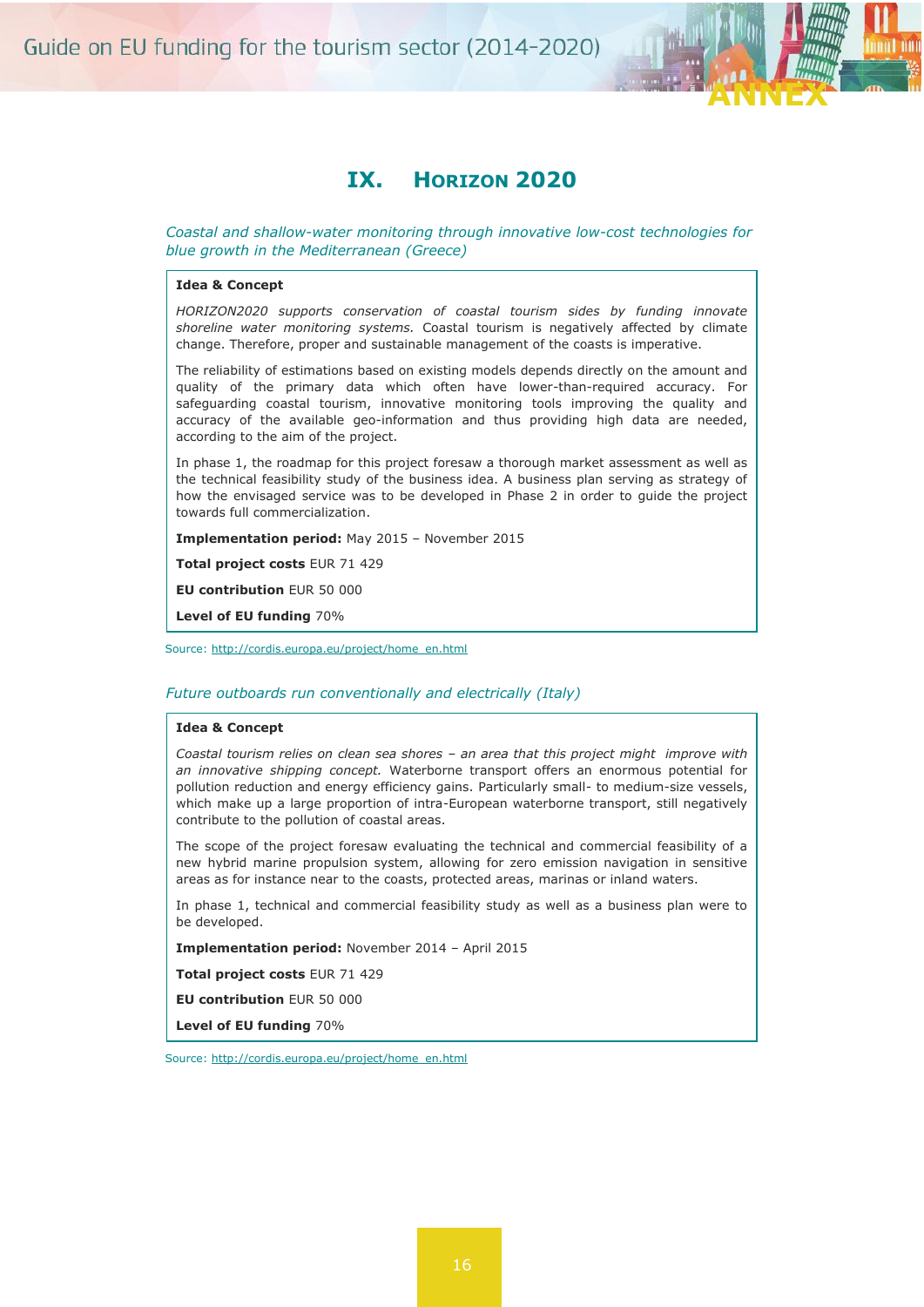# IX. Horizon 2020

*Coastal and shallow-water monitoring through innovative low-cost technologies for blue growth in the Mediterranean (Greece)*

**Idea & Concept**

*HORIZON2020 supports conservation of coastal tourism sides by funding innovate shoreline water monitoring systems.* Coastal tourism is negatively affected by climate change. Therefore, proper and sustainable management of the coasts is imperative.

The reliability of estimations based on existing models depends directly on the amount and quality of the primary data which often have lower-than-required accuracy. For safeguarding coastal tourism, innovative monitoring tools improving the quality and accuracy of the available geo-information and thus providing high data are needed, according to the aim of the project.

In phase 1, the roadmap for this project foresaw a thorough market assessment as well as the technical feasibility study of the business idea. A business plan serving as strategy of how the envisaged service was to be developed in Phase 2 in order to guide the project towards full commercialization.

**Implementation period:** May 2015 – November 2015

**Total project costs** EUR 71 429

**EU contribution** EUR 50 000

**Level of EU funding** 70%

Source: http://cordis.europa.eu/project/home_en.html

*Future outboards run conventionally and electrically (Italy)*

**Idea & Concept**

*Coastal tourism relies on clean sea shores – an area that this project might improve with an innovative shipping concept.* Waterborne transport offers an enormous potential for pollution reduction and energy efficiency gains. Particularly small- to medium-size vessels, which make up a large proportion of intra-European waterborne transport, still negatively contribute to the pollution of coastal areas.

The scope of the project foresaw evaluating the technical and commercial feasibility of a new hybrid marine propulsion system, allowing for zero emission navigation in sensitive areas as for instance near to the coasts, protected areas, marinas or inland waters.

In phase 1, technical and commercial feasibility study as well as a business plan were to be developed.

**Implementation period:** November 2014 – April 2015

**Total project costs** EUR 71 429

**EU contribution** EUR 50 000

**Level of EU funding** 70%

Source: http://cordis.europa.eu/project/home_en.html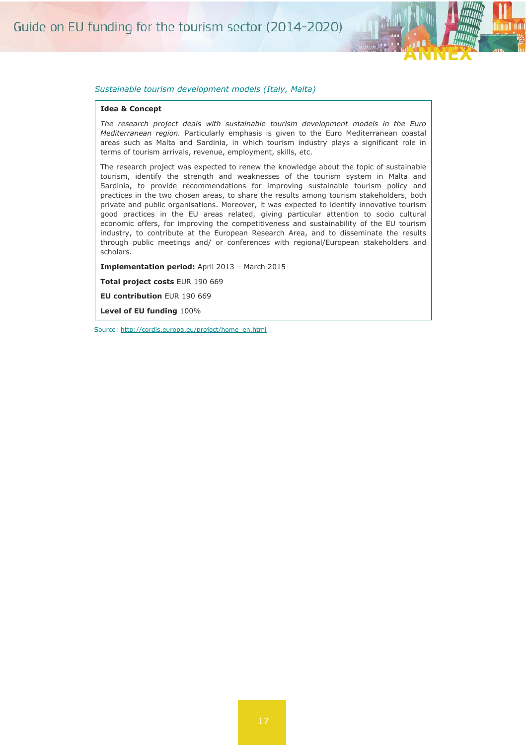*Sustainable tourism development models (Italy, Malta)*

**Idea & Concept**

*The research project deals with sustainable tourism development models in the Euro Mediterranean region.* Particularly emphasis is given to the Euro Mediterranean coastal areas such as Malta and Sardinia, in which tourism industry plays a significant role in terms of tourism arrivals, revenue, employment, skills, etc.

The research project was expected to renew the knowledge about the topic of sustainable tourism, identify the strength and weaknesses of the tourism system in Malta and Sardinia, to provide recommendations for improving sustainable tourism policy and practices in the two chosen areas, to share the results among tourism stakeholders, both private and public organisations. Moreover, it was expected to identify innovative tourism good practices in the EU areas related, giving particular attention to socio cultural economic offers, for improving the competitiveness and sustainability of the EU tourism industry, to contribute at the European Research Area, and to disseminate the results through public meetings and/ or conferences with regional/European stakeholders and scholars.

**Implementation period:** April 2013 – March 2015

**Total project costs** EUR 190 669

**EU contribution** EUR 190 669

**Level of EU funding** 100%

Source: http://cordis.europa.eu/project/home_en.html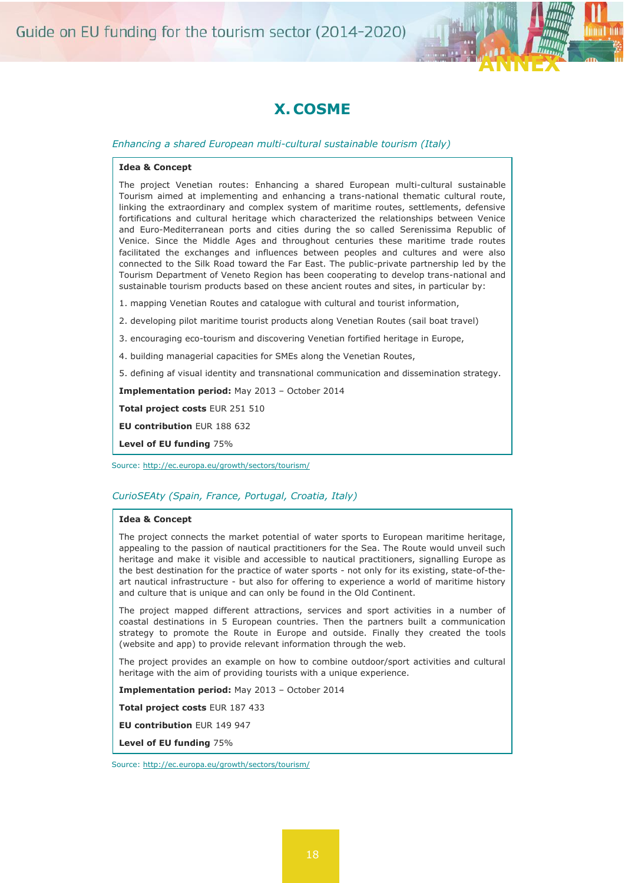# X. COSME

*Enhancing a shared European multi-cultural sustainable tourism (Italy)*

**Idea & Concept**

The project Venetian routes: Enhancing a shared European multi-cultural sustainable Tourism aimed at implementing and enhancing a trans-national thematic cultural route, linking the extraordinary and complex system of maritime routes, settlements, defensive fortifications and cultural heritage which characterized the relationships between Venice and Euro-Mediterranean ports and cities during the so called Serenissima Republic of Venice. Since the Middle Ages and throughout centuries these maritime trade routes facilitated the exchanges and influences between peoples and cultures and were also connected to the Silk Road toward the Far East. The public-private partnership led by the Tourism Department of Veneto Region has been cooperating to develop trans-national and sustainable tourism products based on these ancient routes and sites, in particular by:

1. mapping Venetian Routes and catalogue with cultural and tourist information,
2. developing pilot maritime tourist products along Venetian Routes (sail boat travel)
3. encouraging eco-tourism and discovering Venetian fortified heritage in Europe,
4. building managerial capacities for SMEs along the Venetian Routes,
5. defining af visual identity and transnational communication and dissemination strategy.

**Implementation period:** May 2013 – October 2014

**Total project costs** EUR 251 510

**EU contribution** EUR 188 632

**Level of EU funding** 75%

Source: http://ec.europa.eu/growth/sectors/tourism/

*CurioSEAty (Spain, France, Portugal, Croatia, Italy)*

**Idea & Concept**

The project connects the market potential of water sports to European maritime heritage, appealing to the passion of nautical practitioners for the Sea. The Route would unveil such heritage and make it visible and accessible to nautical practitioners, signalling Europe as the best destination for the practice of water sports - not only for its existing, state-of-the-art nautical infrastructure - but also for offering to experience a world of maritime history and culture that is unique and can only be found in the Old Continent.

The project mapped different attractions, services and sport activities in a number of coastal destinations in 5 European countries. Then the partners built a communication strategy to promote the Route in Europe and outside. Finally they created the tools (website and app) to provide relevant information through the web.

The project provides an example on how to combine outdoor/sport activities and cultural heritage with the aim of providing tourists with a unique experience.

**Implementation period:** May 2013 – October 2014

**Total project costs** EUR 187 433

**EU contribution** EUR 149 947

**Level of EU funding** 75%

Source: http://ec.europa.eu/growth/sectors/tourism/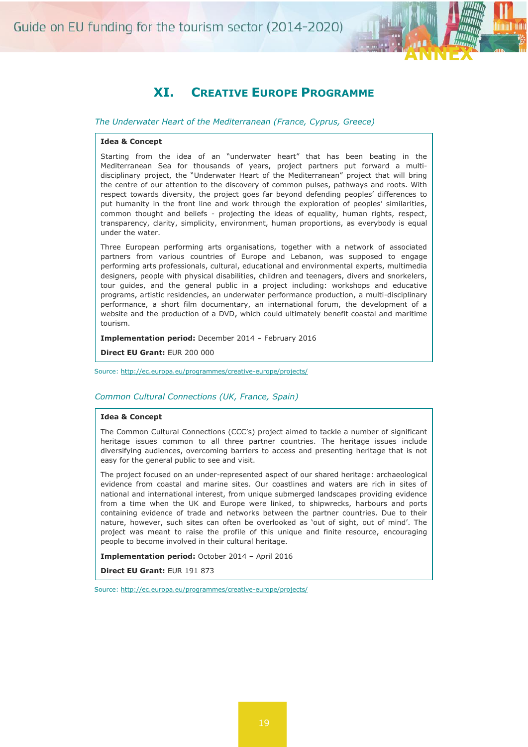# XI. Creative Europe Programme

*The Underwater Heart of the Mediterranean (France, Cyprus, Greece)*

**Idea & Concept**

Starting from the idea of an "underwater heart" that has been beating in the Mediterranean Sea for thousands of years, project partners put forward a multi-disciplinary project, the "Underwater Heart of the Mediterranean" project that will bring the centre of our attention to the discovery of common pulses, pathways and roots. With respect towards diversity, the project goes far beyond defending peoples' differences to put humanity in the front line and work through the exploration of peoples' similarities, common thought and beliefs - projecting the ideas of equality, human rights, respect, transparency, clarity, simplicity, environment, human proportions, as everybody is equal under the water.

Three European performing arts organisations, together with a network of associated partners from various countries of Europe and Lebanon, was supposed to engage performing arts professionals, cultural, educational and environmental experts, multimedia designers, people with physical disabilities, children and teenagers, divers and snorkelers, tour guides, and the general public in a project including: workshops and educative programs, artistic residencies, an underwater performance production, a multi-disciplinary performance, a short film documentary, an international forum, the development of a website and the production of a DVD, which could ultimately benefit coastal and maritime tourism.

**Implementation period:** December 2014 – February 2016

**Direct EU Grant:** EUR 200 000

Source: http://ec.europa.eu/programmes/creative-europe/projects/

*Common Cultural Connections (UK, France, Spain)*

**Idea & Concept**

The Common Cultural Connections (CCC's) project aimed to tackle a number of significant heritage issues common to all three partner countries. The heritage issues include diversifying audiences, overcoming barriers to access and presenting heritage that is not easy for the general public to see and visit.

The project focused on an under-represented aspect of our shared heritage: archaeological evidence from coastal and marine sites. Our coastlines and waters are rich in sites of national and international interest, from unique submerged landscapes providing evidence from a time when the UK and Europe were linked, to shipwrecks, harbours and ports containing evidence of trade and networks between the partner countries. Due to their nature, however, such sites can often be overlooked as 'out of sight, out of mind'. The project was meant to raise the profile of this unique and finite resource, encouraging people to become involved in their cultural heritage.

**Implementation period:** October 2014 – April 2016

**Direct EU Grant:** EUR 191 873

Source: http://ec.europa.eu/programmes/creative-europe/projects/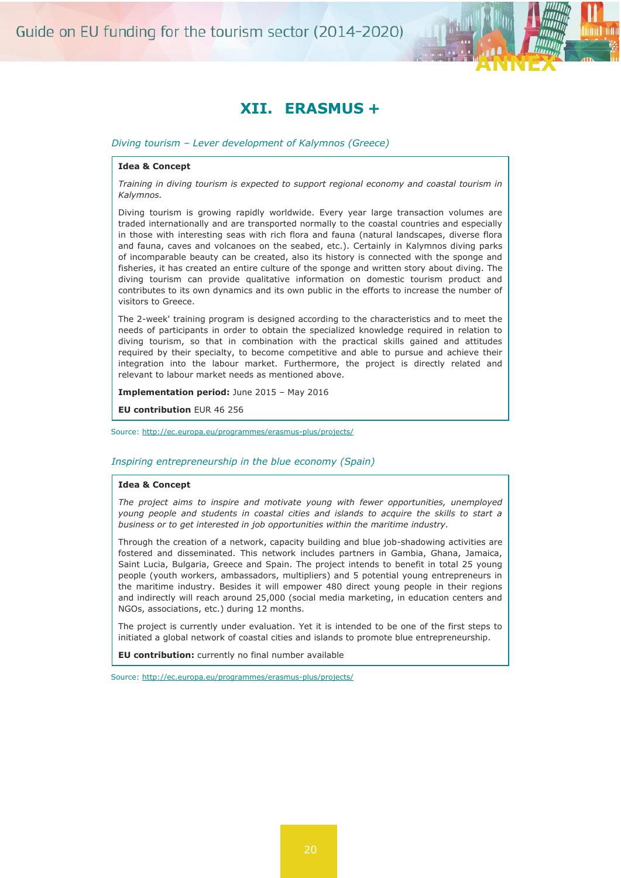# XII. ERASMUS +

*Diving tourism – Lever development of Kalymnos (Greece)*

**Idea & Concept**

*Training in diving tourism is expected to support regional economy and coastal tourism in Kalymnos.*

Diving tourism is growing rapidly worldwide. Every year large transaction volumes are traded internationally and are transported normally to the coastal countries and especially in those with interesting seas with rich flora and fauna (natural landscapes, diverse flora and fauna, caves and volcanoes on the seabed, etc.). Certainly in Kalymnos diving parks of incomparable beauty can be created, also its history is connected with the sponge and fisheries, it has created an entire culture of the sponge and written story about diving. The diving tourism can provide qualitative information on domestic tourism product and contributes to its own dynamics and its own public in the efforts to increase the number of visitors to Greece.

The 2-week' training program is designed according to the characteristics and to meet the needs of participants in order to obtain the specialized knowledge required in relation to diving tourism, so that in combination with the practical skills gained and attitudes required by their specialty, to become competitive and able to pursue and achieve their integration into the labour market. Furthermore, the project is directly related and relevant to labour market needs as mentioned above.

**Implementation period:** June 2015 – May 2016

**EU contribution** EUR 46 256

Source: http://ec.europa.eu/programmes/erasmus-plus/projects/

*Inspiring entrepreneurship in the blue economy (Spain)*

**Idea & Concept**

*The project aims to inspire and motivate young with fewer opportunities, unemployed young people and students in coastal cities and islands to acquire the skills to start a business or to get interested in job opportunities within the maritime industry.*

Through the creation of a network, capacity building and blue job-shadowing activities are fostered and disseminated. This network includes partners in Gambia, Ghana, Jamaica, Saint Lucia, Bulgaria, Greece and Spain. The project intends to benefit in total 25 young people (youth workers, ambassadors, multipliers) and 5 potential young entrepreneurs in the maritime industry. Besides it will empower 480 direct young people in their regions and indirectly will reach around 25,000 (social media marketing, in education centers and NGOs, associations, etc.) during 12 months.

The project is currently under evaluation. Yet it is intended to be one of the first steps to initiated a global network of coastal cities and islands to promote blue entrepreneurship.

**EU contribution:** currently no final number available

Source: http://ec.europa.eu/programmes/erasmus-plus/projects/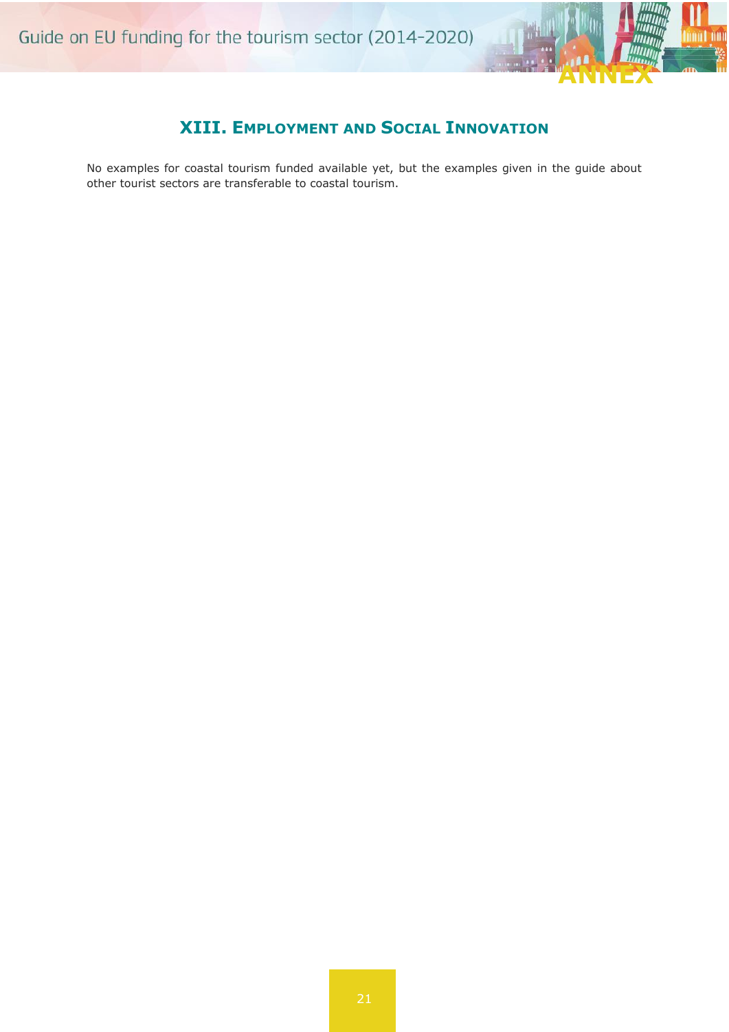## XIII. Employment and Social Innovation

No examples for coastal tourism funded available yet, but the examples given in the guide about other tourist sectors are transferable to coastal tourism.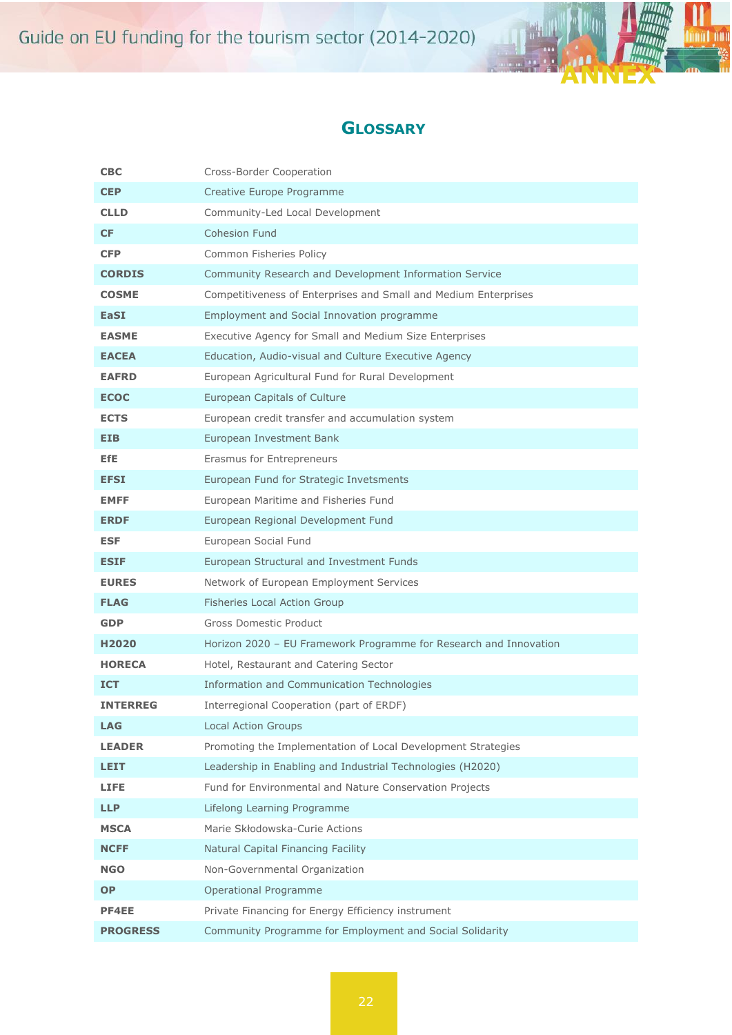## Glossary

| | |
|---|---|
| **CBC** | Cross-Border Cooperation |
| **CEP** | Creative Europe Programme |
| **CLLD** | Community-Led Local Development |
| **CF** | Cohesion Fund |
| **CFP** | Common Fisheries Policy |
| **CORDIS** | Community Research and Development Information Service |
| **COSME** | Competitiveness of Enterprises and Small and Medium Enterprises |
| **EaSI** | Employment and Social Innovation programme |
| **EASME** | Executive Agency for Small and Medium Size Enterprises |
| **EACEA** | Education, Audio-visual and Culture Executive Agency |
| **EAFRD** | European Agricultural Fund for Rural Development |
| **ECOC** | European Capitals of Culture |
| **ECTS** | European credit transfer and accumulation system |
| **EIB** | European Investment Bank |
| **EfE** | Erasmus for Entrepreneurs |
| **EFSI** | European Fund for Strategic Invetsments |
| **EMFF** | European Maritime and Fisheries Fund |
| **ERDF** | European Regional Development Fund |
| **ESF** | European Social Fund |
| **ESIF** | European Structural and Investment Funds |
| **EURES** | Network of European Employment Services |
| **FLAG** | Fisheries Local Action Group |
| **GDP** | Gross Domestic Product |
| **H2020** | Horizon 2020 – EU Framework Programme for Research and Innovation |
| **HORECA** | Hotel, Restaurant and Catering Sector |
| **ICT** | Information and Communication Technologies |
| **INTERREG** | Interregional Cooperation (part of ERDF) |
| **LAG** | Local Action Groups |
| **LEADER** | Promoting the Implementation of Local Development Strategies |
| **LEIT** | Leadership in Enabling and Industrial Technologies (H2020) |
| **LIFE** | Fund for Environmental and Nature Conservation Projects |
| **LLP** | Lifelong Learning Programme |
| **MSCA** | Marie Skłodowska-Curie Actions |
| **NCFF** | Natural Capital Financing Facility |
| **NGO** | Non-Governmental Organization |
| **OP** | Operational Programme |
| **PF4EE** | Private Financing for Energy Efficiency instrument |
| **PROGRESS** | Community Programme for Employment and Social Solidarity |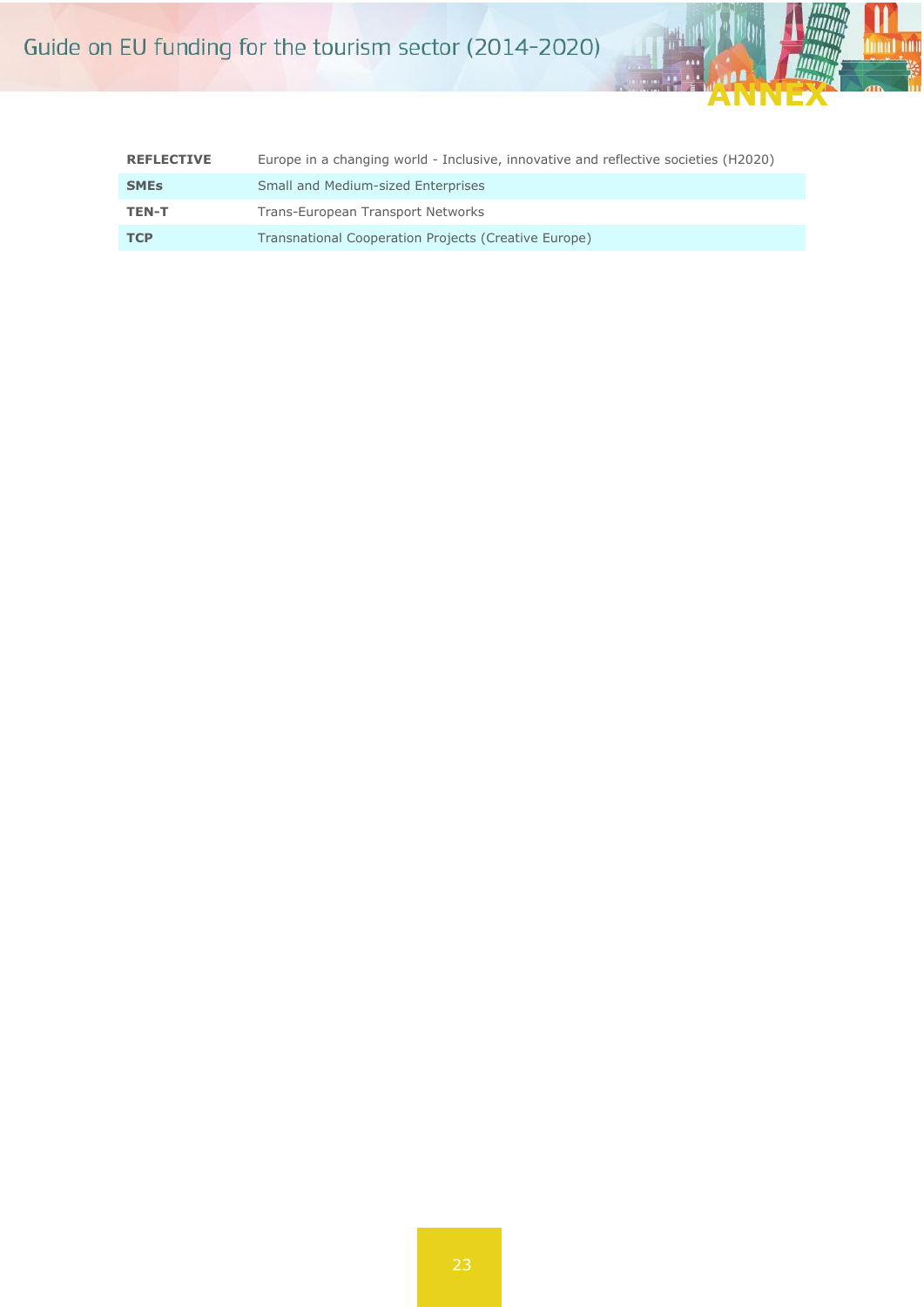| | |
|---|---|
| **REFLECTIVE** | Europe in a changing world - Inclusive, innovative and reflective societies (H2020) |
| **SMEs** | Small and Medium-sized Enterprises |
| **TEN-T** | Trans-European Transport Networks |
| **TCP** | Transnational Cooperation Projects (Creative Europe) |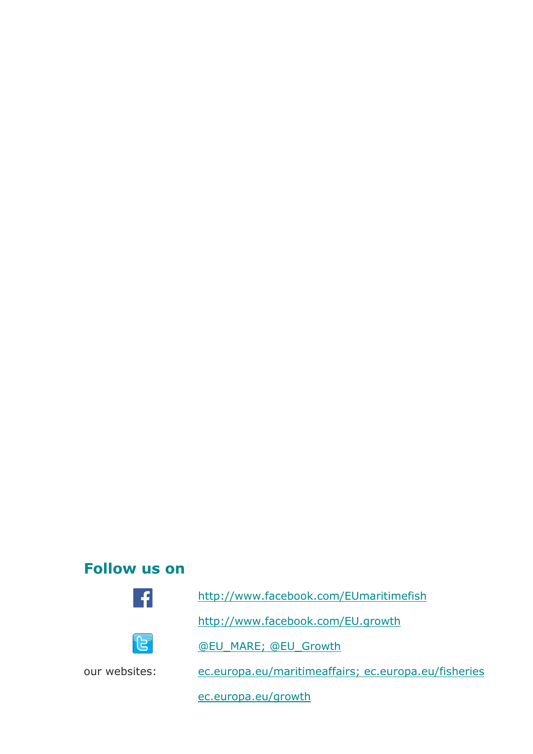## Follow us on

http://www.facebook.com/EUmaritimefish

http://www.facebook.com/EU.growth

@EU_MARE; @EU_Growth

our websites: ec.europa.eu/maritimeaffairs; ec.europa.eu/fisheries

ec.europa.eu/growth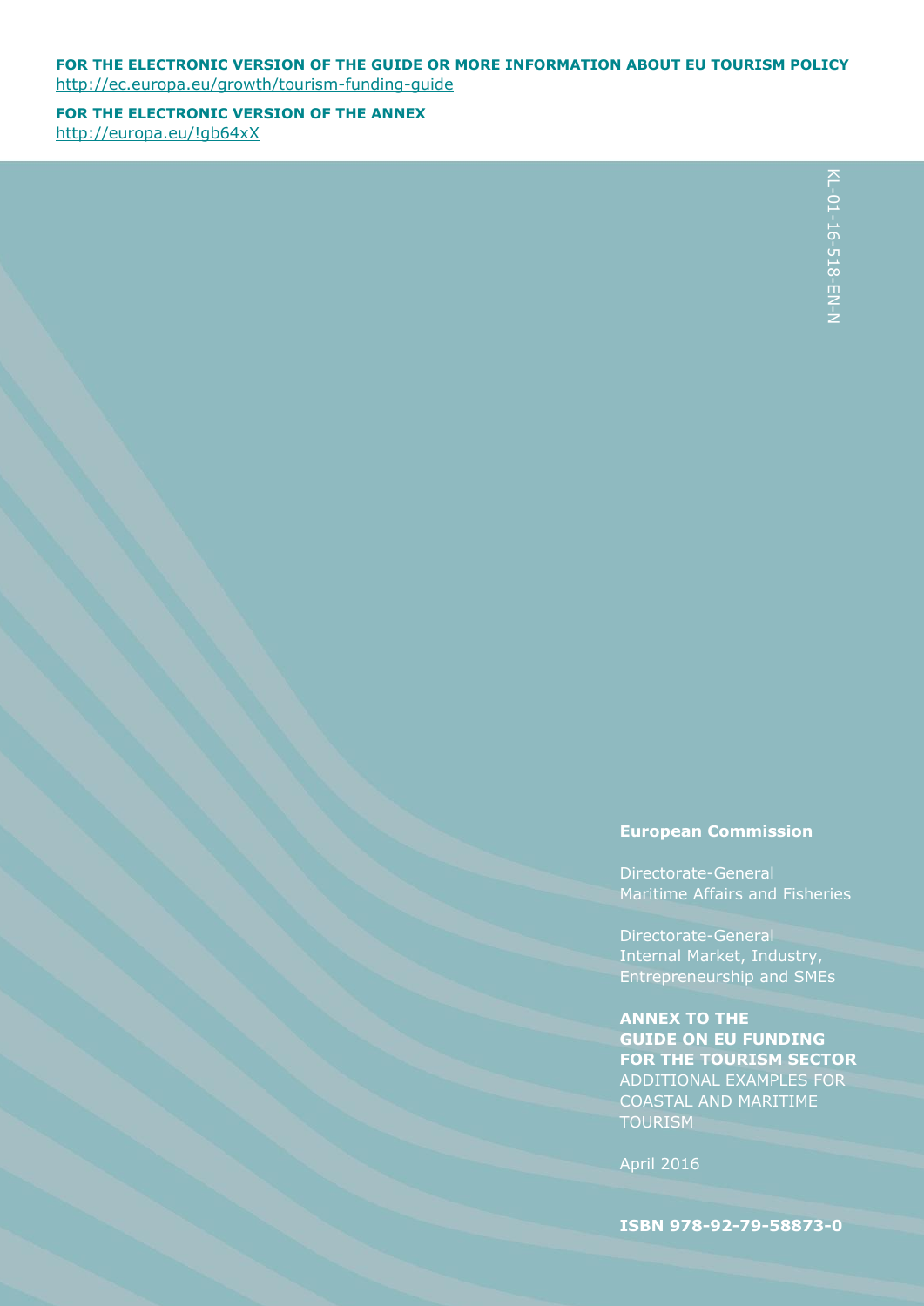**FOR THE ELECTRONIC VERSION OF THE GUIDE OR MORE INFORMATION ABOUT EU TOURISM POLICY**
http://ec.europa.eu/growth/tourism-funding-guide

**FOR THE ELECTRONIC VERSION OF THE ANNEX**
http://europa.eu/!gb64xX

KL-01-16-518-EN-N

**European Commission**

Directorate-General
Maritime Affairs and Fisheries

Directorate-General
Internal Market, Industry,
Entrepreneurship and SMEs

**ANNEX TO THE GUIDE ON EU FUNDING FOR THE TOURISM SECTOR**
ADDITIONAL EXAMPLES FOR COASTAL AND MARITIME TOURISM

April 2016

**ISBN 978-92-79-58873-0**